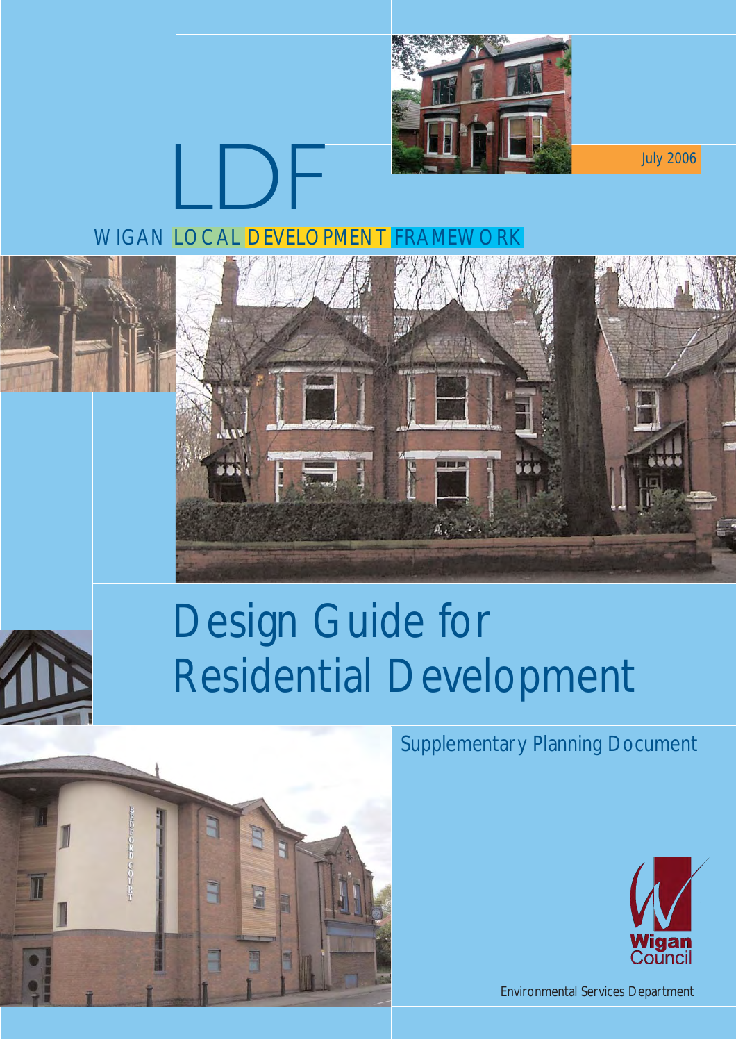# LDF

July 2006

WIGAN LOCAL DEVELOPMENT FRAMEWORK

# Design Guide for Residential Development

Supplementary Planning Document

Wigan Council

Environmental Services Department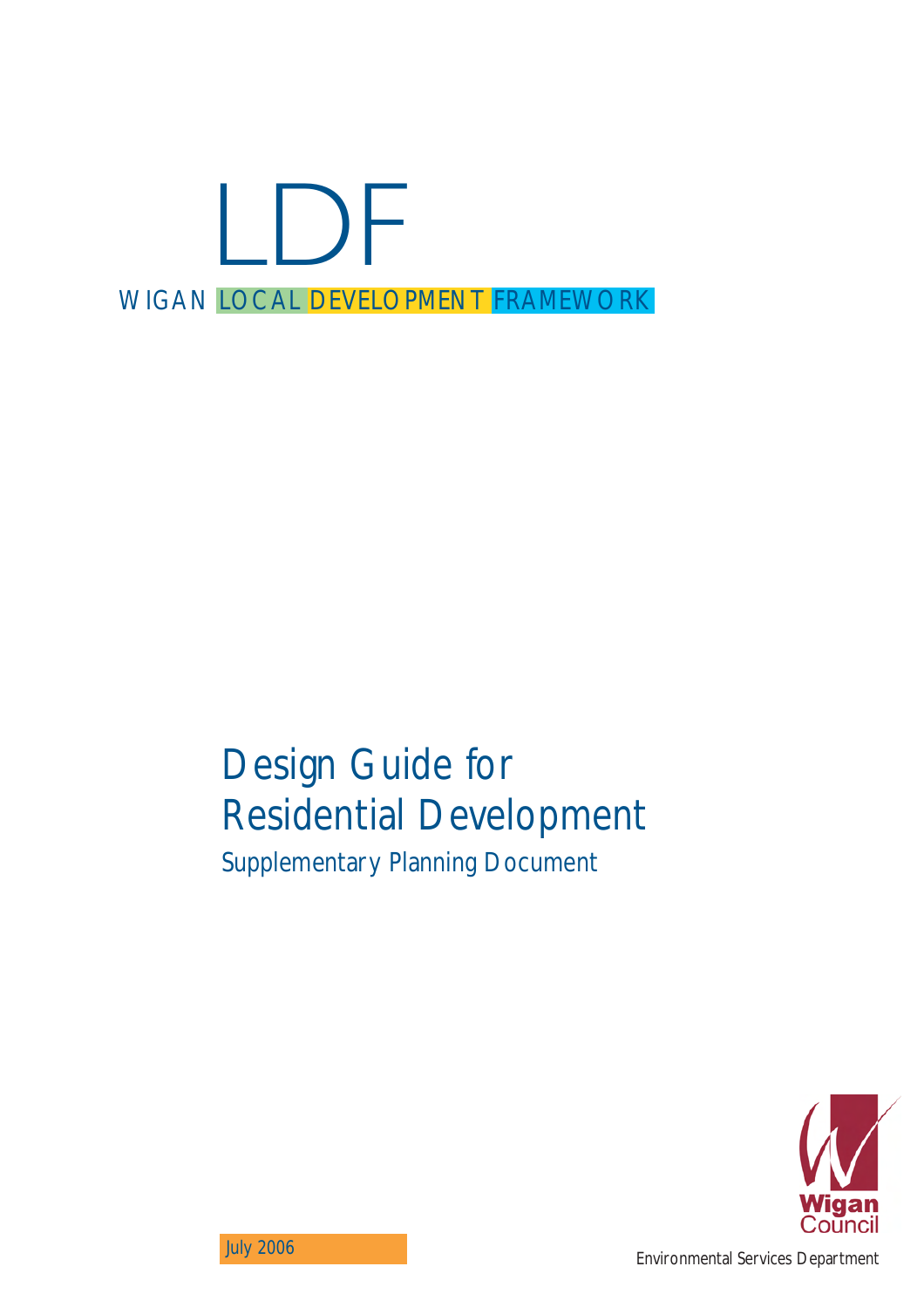# LDF

WIGAN LOCAL DEVELOPMENT FRAMEWORK

# Design Guide for Residential Development

## Supplementary Planning Document

July 2006

Wigan Council

Environmental Services Department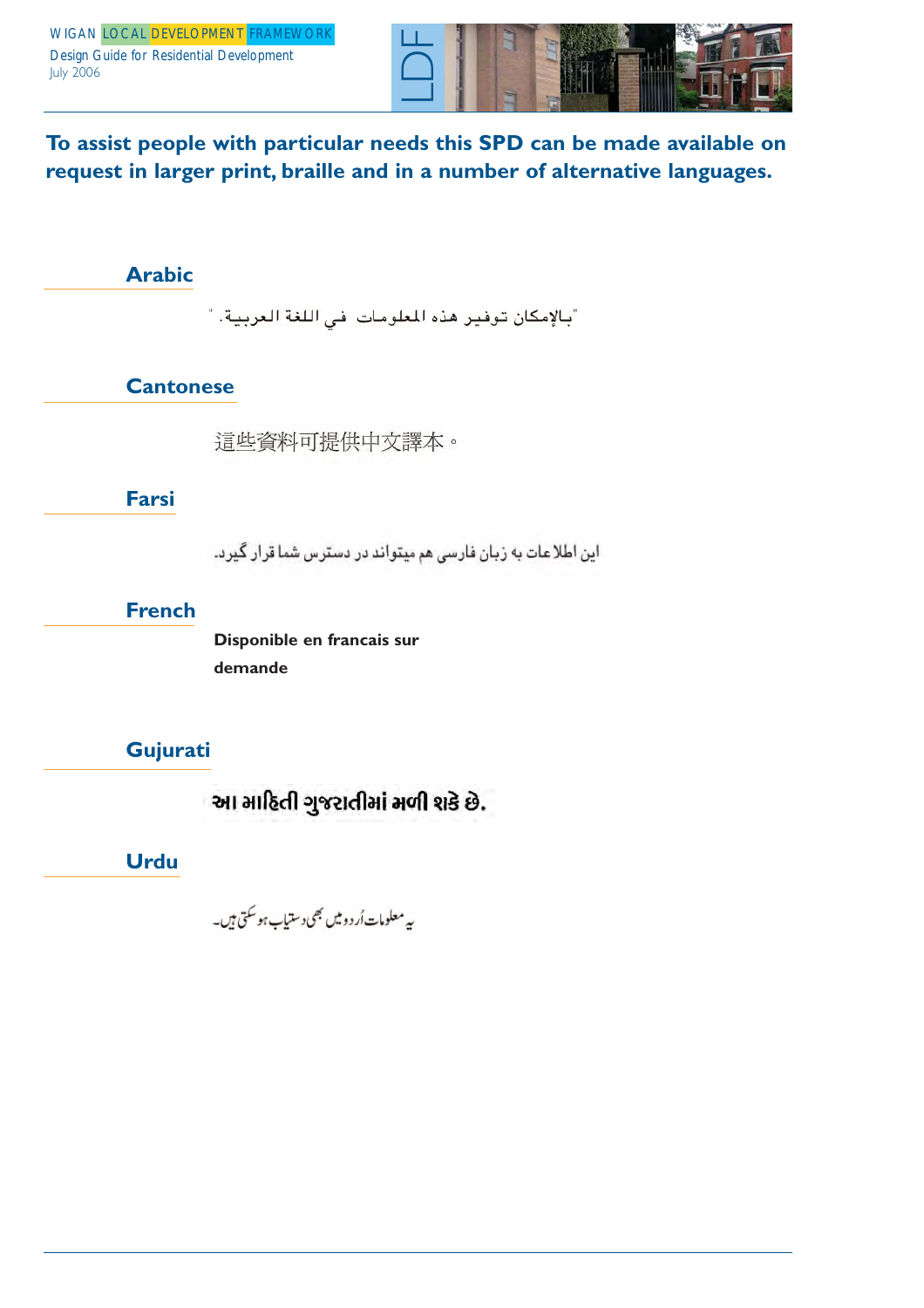**To assist people with particular needs this SPD can be made available on request in larger print, braille and in a number of alternative languages.**

## Arabic

"بالإمكان توفير هذه المعلومات في اللغة العربية."

## Cantonese

這些資料可提供中文譯本。

## Farsi

این اطلاعات به زبان فارسی هم میتواند در دسترس شما قرار گیرد.

## French

**Disponible en francais sur demande**

## Gujurati

આ માહિતી ગુજરાતીમાં મળી શકે છે.

## Urdu

یہ معلومات اُردو میں بھی دستیاب ہو سکتی ہیں۔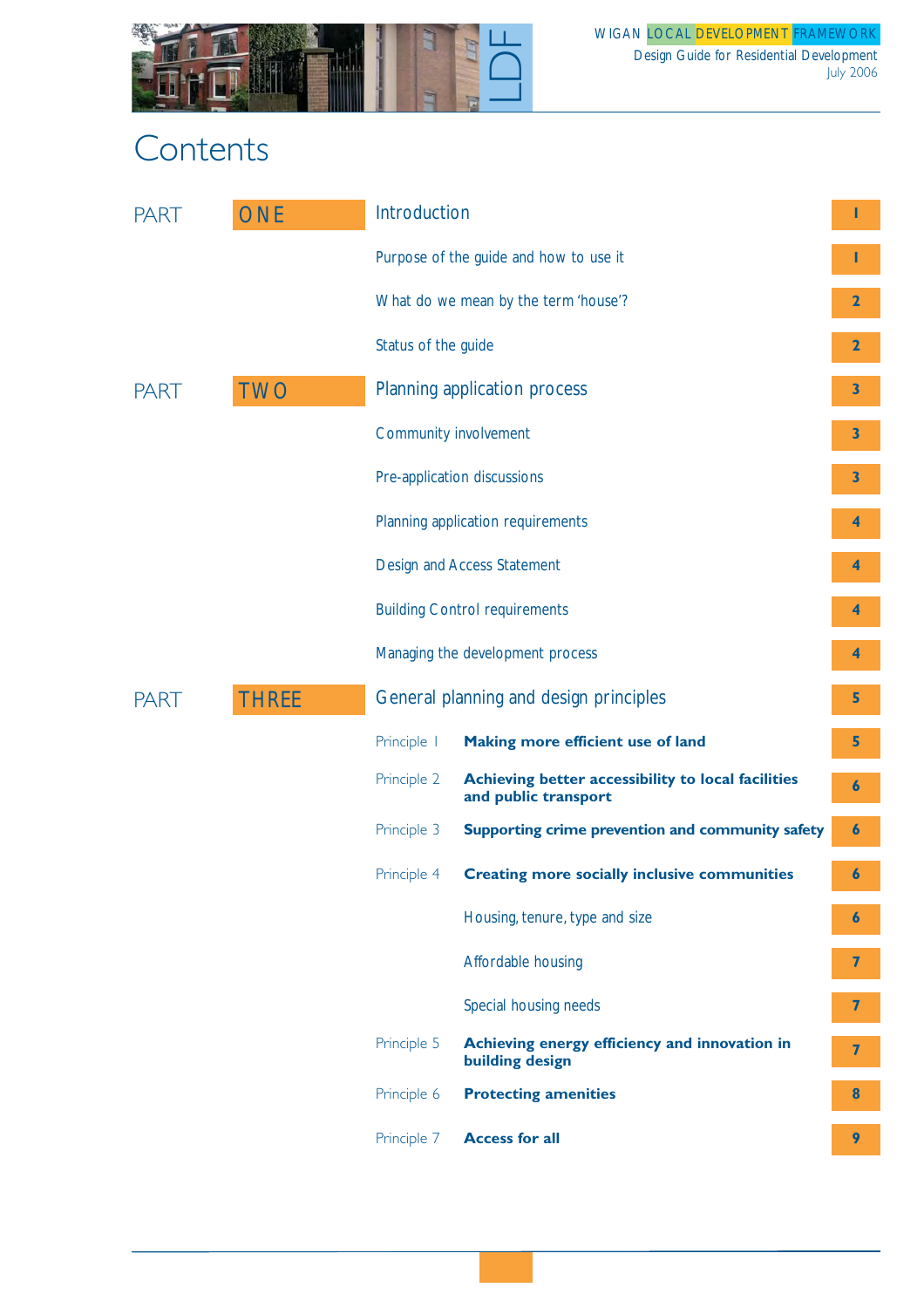# Contents

| PART | | | Page |
|---|---|---|---|
| PART ONE | Introduction | | 1 |
| | Purpose of the guide and how to use it | | 1 |
| | What do we mean by the term 'house'? | | 2 |
| | Status of the guide | | 2 |
| PART TWO | Planning application process | | 3 |
| | Community involvement | | 3 |
| | Pre-application discussions | | 3 |
| | Planning application requirements | | 4 |
| | Design and Access Statement | | 4 |
| | Building Control requirements | | 4 |
| | Managing the development process | | 4 |
| PART THREE | General planning and design principles | | 5 |
| | Principle 1 | **Making more efficient use of land** | 5 |
| | Principle 2 | **Achieving better accessibility to local facilities and public transport** | 6 |
| | Principle 3 | **Supporting crime prevention and community safety** | 6 |
| | Principle 4 | **Creating more socially inclusive communities** | 6 |
| | | Housing, tenure, type and size | 6 |
| | | Affordable housing | 7 |
| | | Special housing needs | 7 |
| | Principle 5 | **Achieving energy efficiency and innovation in building design** | 7 |
| | Principle 6 | **Protecting amenities** | 8 |
| | Principle 7 | **Access for all** | 9 |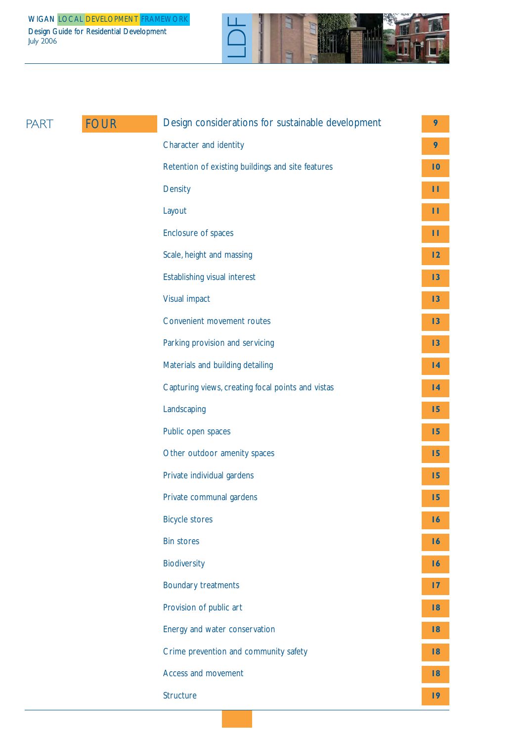# PART FOUR

| Design considerations for sustainable development | 9 |
|---|---|
| Character and identity | 9 |
| Retention of existing buildings and site features | 10 |
| Density | 11 |
| Layout | 11 |
| Enclosure of spaces | 11 |
| Scale, height and massing | 12 |
| Establishing visual interest | 13 |
| Visual impact | 13 |
| Convenient movement routes | 13 |
| Parking provision and servicing | 13 |
| Materials and building detailing | 14 |
| Capturing views, creating focal points and vistas | 14 |
| Landscaping | 15 |
| Public open spaces | 15 |
| Other outdoor amenity spaces | 15 |
| Private individual gardens | 15 |
| Private communal gardens | 15 |
| Bicycle stores | 16 |
| Bin stores | 16 |
| Biodiversity | 16 |
| Boundary treatments | 17 |
| Provision of public art | 18 |
| Energy and water conservation | 18 |
| Crime prevention and community safety | 18 |
| Access and movement | 18 |
| Structure | 19 |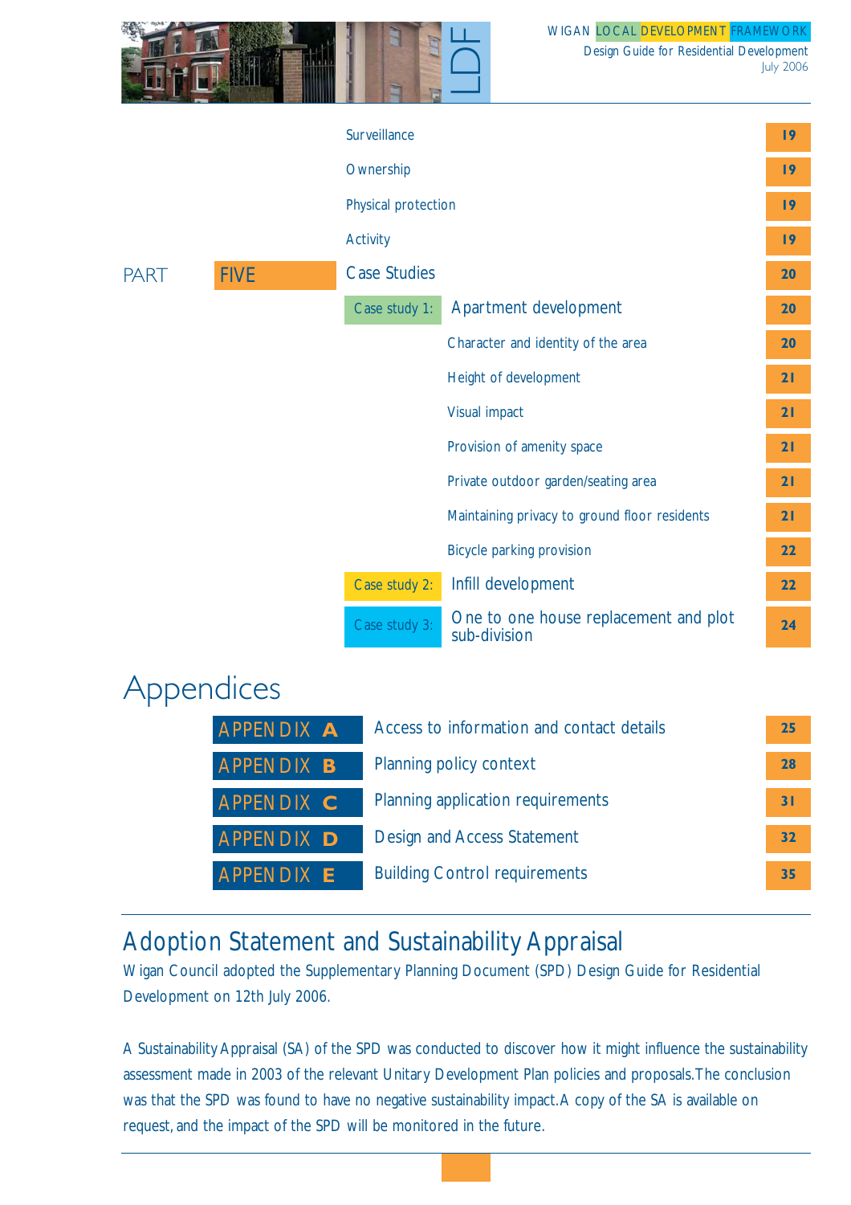| | | |
|---|---|---|
| | Surveillance | 19 |
| | Ownership | 19 |
| | Physical protection | 19 |
| | Activity | 19 |
| PART FIVE | Case Studies | 20 |
| Case study 1: | Apartment development | 20 |
| | Character and identity of the area | 20 |
| | Height of development | 21 |
| | Visual impact | 21 |
| | Provision of amenity space | 21 |
| | Private outdoor garden/seating area | 21 |
| | Maintaining privacy to ground floor residents | 21 |
| | Bicycle parking provision | 22 |
| Case study 2: | Infill development | 22 |
| Case study 3: | One to one house replacement and plot sub-division | 24 |

# Appendices

| | | |
|---|---|---|
| APPENDIX A | Access to information and contact details | 25 |
| APPENDIX B | Planning policy context | 28 |
| APPENDIX C | Planning application requirements | 31 |
| APPENDIX D | Design and Access Statement | 32 |
| APPENDIX E | Building Control requirements | 35 |

## Adoption Statement and Sustainability Appraisal

Wigan Council adopted the Supplementary Planning Document (SPD) Design Guide for Residential Development on 12th July 2006.

A Sustainability Appraisal (SA) of the SPD was conducted to discover how it might influence the sustainability assessment made in 2003 of the relevant Unitary Development Plan policies and proposals. The conclusion was that the SPD was found to have no negative sustainability impact. A copy of the SA is available on request, and the impact of the SPD will be monitored in the future.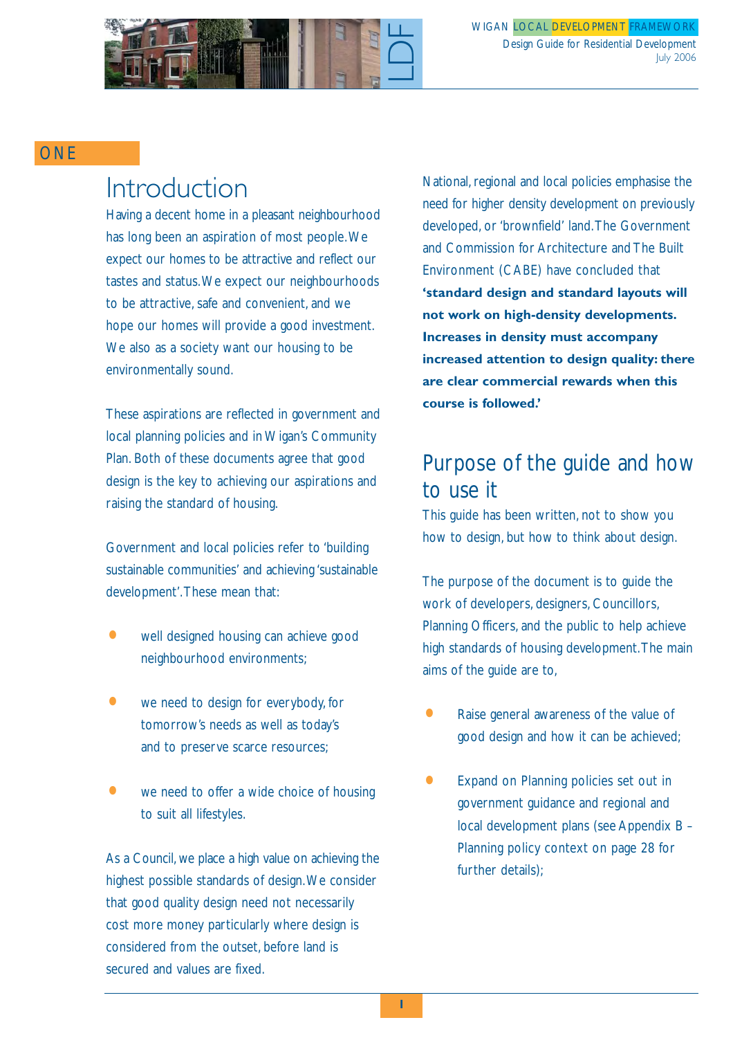ONE

# Introduction

Having a decent home in a pleasant neighbourhood has long been an aspiration of most people. We expect our homes to be attractive and reflect our tastes and status. We expect our neighbourhoods to be attractive, safe and convenient, and we hope our homes will provide a good investment. We also as a society want our housing to be environmentally sound.

These aspirations are reflected in government and local planning policies and in Wigan's Community Plan. Both of these documents agree that good design is the key to achieving our aspirations and raising the standard of housing.

Government and local policies refer to 'building sustainable communities' and achieving 'sustainable development'. These mean that:

- well designed housing can achieve good neighbourhood environments;
- we need to design for everybody, for tomorrow's needs as well as today's and to preserve scarce resources;
- we need to offer a wide choice of housing to suit all lifestyles.

As a Council, we place a high value on achieving the highest possible standards of design. We consider that good quality design need not necessarily cost more money particularly where design is considered from the outset, before land is secured and values are fixed.

National, regional and local policies emphasise the need for higher density development on previously developed, or 'brownfield' land. The Government and Commission for Architecture and The Built Environment (CABE) have concluded that **'standard design and standard layouts will not work on high-density developments. Increases in density must accompany increased attention to design quality: there are clear commercial rewards when this course is followed.'**

## Purpose of the guide and how to use it

This guide has been written, not to show you how to design, but how to think about design.

The purpose of the document is to guide the work of developers, designers, Councillors, Planning Officers, and the public to help achieve high standards of housing development. The main aims of the guide are to,

- Raise general awareness of the value of good design and how it can be achieved;
- Expand on Planning policies set out in government guidance and regional and local development plans (see Appendix B – Planning policy context on page 28 for further details);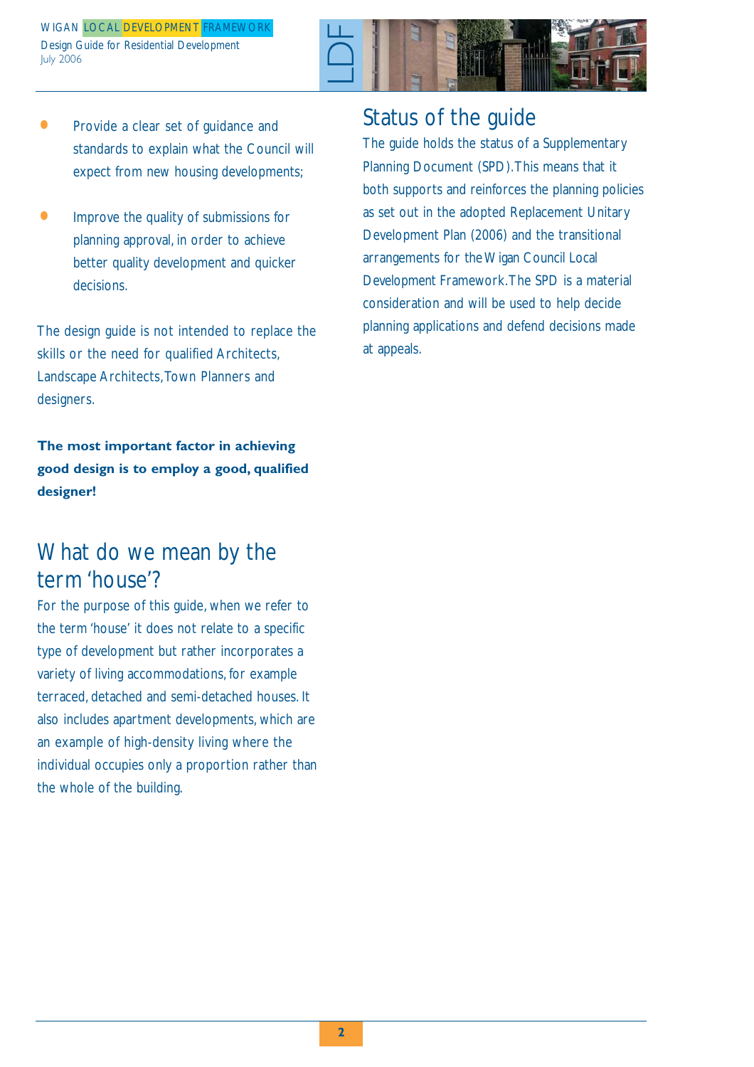- Provide a clear set of guidance and standards to explain what the Council will expect from new housing developments;
- Improve the quality of submissions for planning approval, in order to achieve better quality development and quicker decisions.

The design guide is not intended to replace the skills or the need for qualified Architects, Landscape Architects, Town Planners and designers.

**The most important factor in achieving good design is to employ a good, qualified designer!**

## What do we mean by the term 'house'?

For the purpose of this guide, when we refer to the term 'house' it does not relate to a specific type of development but rather incorporates a variety of living accommodations, for example terraced, detached and semi-detached houses. It also includes apartment developments, which are an example of high-density living where the individual occupies only a proportion rather than the whole of the building.

## Status of the guide

The guide holds the status of a Supplementary Planning Document (SPD). This means that it both supports and reinforces the planning policies as set out in the adopted Replacement Unitary Development Plan (2006) and the transitional arrangements for the Wigan Council Local Development Framework. The SPD is a material consideration and will be used to help decide planning applications and defend decisions made at appeals.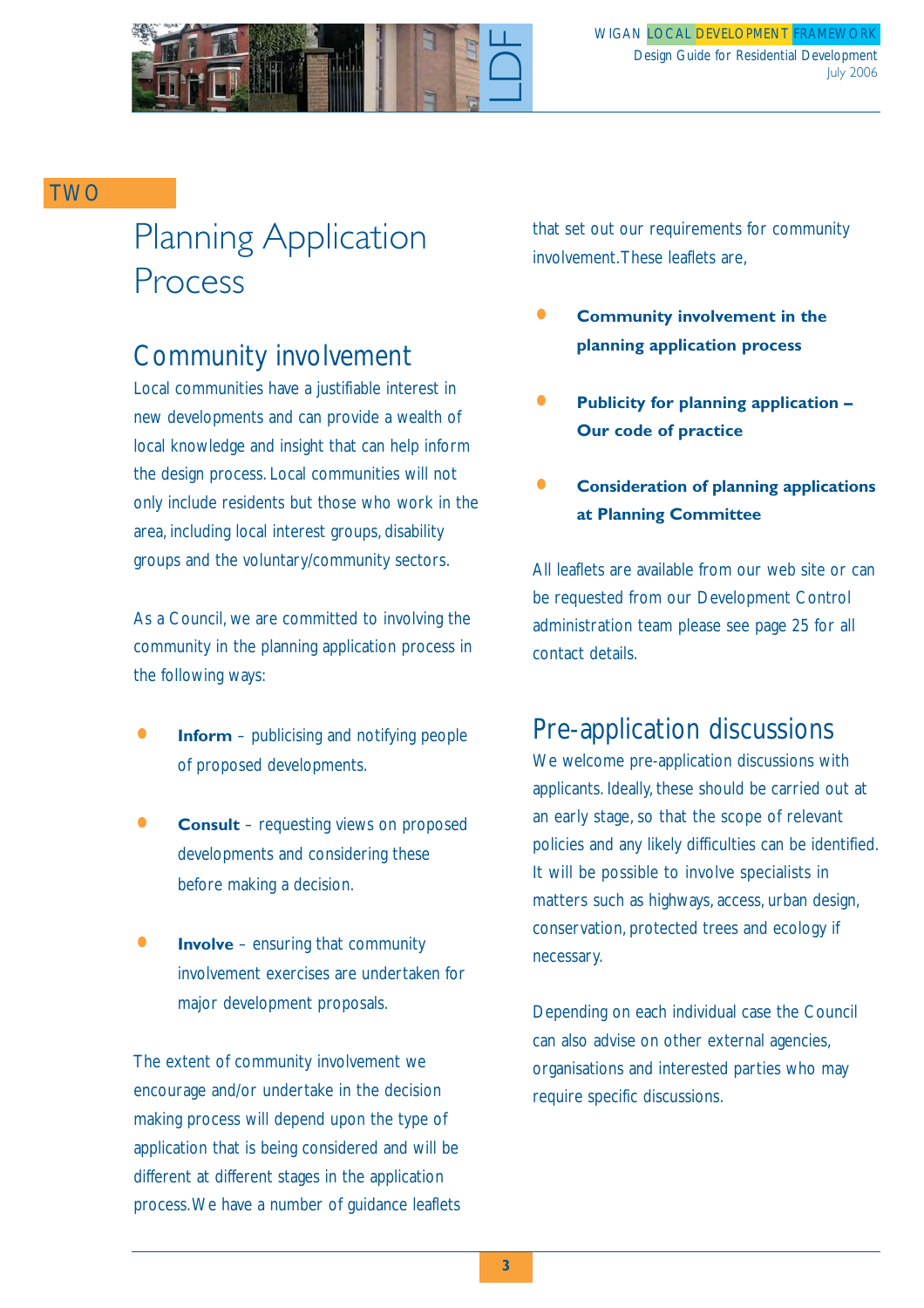TWO

# Planning Application Process

## Community involvement

Local communities have a justifiable interest in new developments and can provide a wealth of local knowledge and insight that can help inform the design process. Local communities will not only include residents but those who work in the area, including local interest groups, disability groups and the voluntary/community sectors.

As a Council, we are committed to involving the community in the planning application process in the following ways:

- **Inform** – publicising and notifying people of proposed developments.
- **Consult** – requesting views on proposed developments and considering these before making a decision.
- **Involve** – ensuring that community involvement exercises are undertaken for major development proposals.

The extent of community involvement we encourage and/or undertake in the decision making process will depend upon the type of application that is being considered and will be different at different stages in the application process. We have a number of guidance leaflets that set out our requirements for community involvement. These leaflets are,

- **Community involvement in the planning application process**
- **Publicity for planning application – Our code of practice**
- **Consideration of planning applications at Planning Committee**

All leaflets are available from our web site or can be requested from our Development Control administration team please see page 25 for all contact details.

## Pre-application discussions

We welcome pre-application discussions with applicants. Ideally, these should be carried out at an early stage, so that the scope of relevant policies and any likely difficulties can be identified. It will be possible to involve specialists in matters such as highways, access, urban design, conservation, protected trees and ecology if necessary.

Depending on each individual case the Council can also advise on other external agencies, organisations and interested parties who may require specific discussions.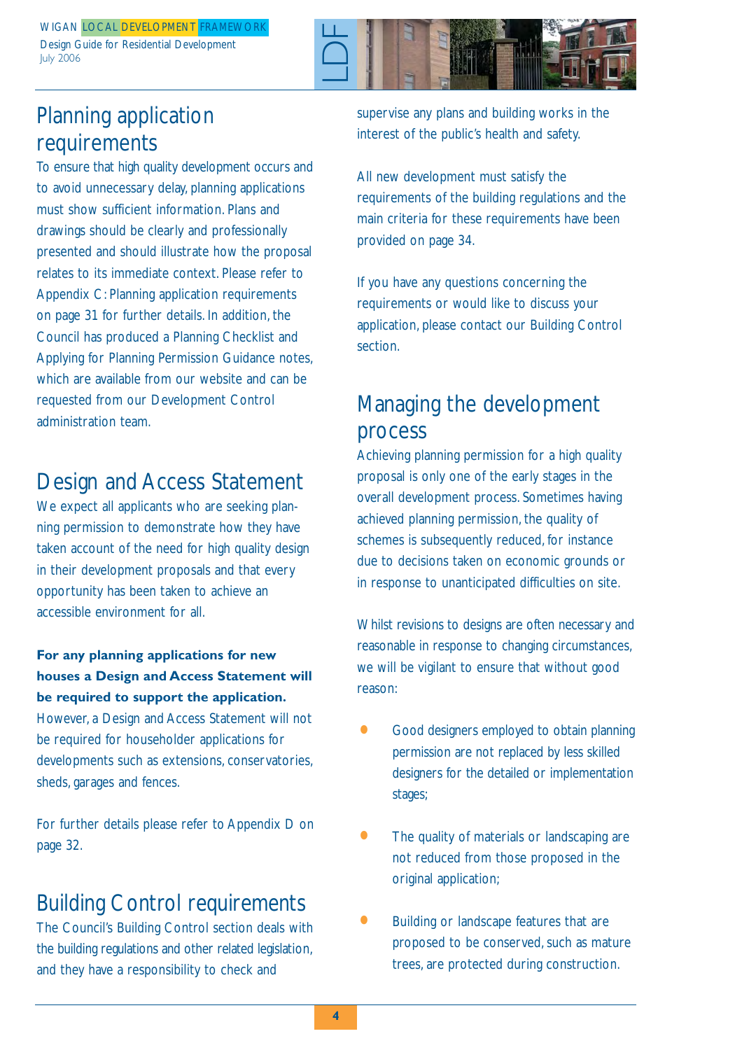## Planning application requirements

To ensure that high quality development occurs and to avoid unnecessary delay, planning applications must show sufficient information. Plans and drawings should be clearly and professionally presented and should illustrate how the proposal relates to its immediate context. Please refer to Appendix C: Planning application requirements on page 31 for further details. In addition, the Council has produced a Planning Checklist and Applying for Planning Permission Guidance notes, which are available from our website and can be requested from our Development Control administration team.

## Design and Access Statement

We expect all applicants who are seeking planning permission to demonstrate how they have taken account of the need for high quality design in their development proposals and that every opportunity has been taken to achieve an accessible environment for all.

**For any planning applications for new houses a Design and Access Statement will be required to support the application.** However, a Design and Access Statement will not be required for householder applications for developments such as extensions, conservatories, sheds, garages and fences.

For further details please refer to Appendix D on page 32.

## Building Control requirements

The Council's Building Control section deals with the building regulations and other related legislation, and they have a responsibility to check and supervise any plans and building works in the interest of the public's health and safety.

All new development must satisfy the requirements of the building regulations and the main criteria for these requirements have been provided on page 34.

If you have any questions concerning the requirements or would like to discuss your application, please contact our Building Control section.

## Managing the development process

Achieving planning permission for a high quality proposal is only one of the early stages in the overall development process. Sometimes having achieved planning permission, the quality of schemes is subsequently reduced, for instance due to decisions taken on economic grounds or in response to unanticipated difficulties on site.

Whilst revisions to designs are often necessary and reasonable in response to changing circumstances, we will be vigilant to ensure that without good reason:

- Good designers employed to obtain planning permission are not replaced by less skilled designers for the detailed or implementation stages;
- The quality of materials or landscaping are not reduced from those proposed in the original application;
- Building or landscape features that are proposed to be conserved, such as mature trees, are protected during construction.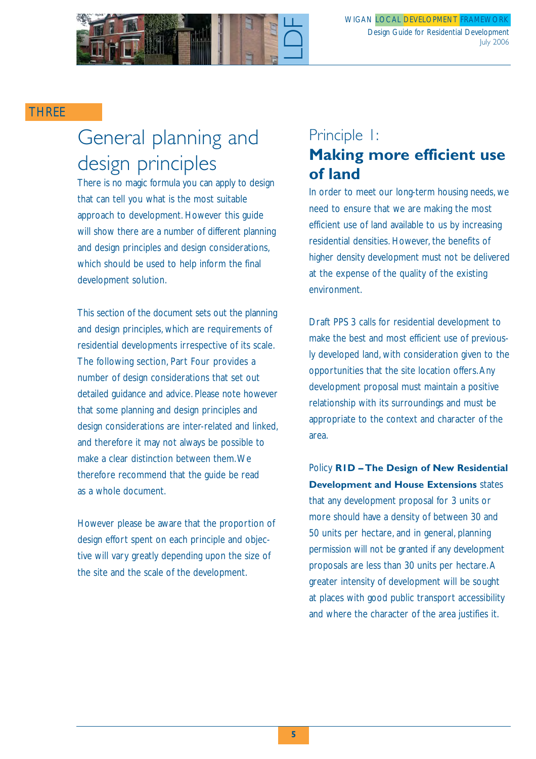THREE

# General planning and design principles

There is no magic formula you can apply to design that can tell you what is the most suitable approach to development. However this guide will show there are a number of different planning and design principles and design considerations, which should be used to help inform the final development solution.

This section of the document sets out the planning and design principles, which are requirements of residential developments irrespective of its scale. The following section, Part Four provides a number of design considerations that set out detailed guidance and advice. Please note however that some planning and design principles and design considerations are inter-related and linked, and therefore it may not always be possible to make a clear distinction between them. We therefore recommend that the guide be read as a whole document.

However please be aware that the proportion of design effort spent on each principle and objective will vary greatly depending upon the size of the site and the scale of the development.

## Principle 1: **Making more efficient use of land**

In order to meet our long-term housing needs, we need to ensure that we are making the most efficient use of land available to us by increasing residential densities. However, the benefits of higher density development must not be delivered at the expense of the quality of the existing environment.

Draft PPS 3 calls for residential development to make the best and most efficient use of previously developed land, with consideration given to the opportunities that the site location offers. Any development proposal must maintain a positive relationship with its surroundings and must be appropriate to the context and character of the area.

Policy **R1D – The Design of New Residential Development and House Extensions** states that any development proposal for 3 units or more should have a density of between 30 and 50 units per hectare, and in general, planning permission will not be granted if any development proposals are less than 30 units per hectare. A greater intensity of development will be sought at places with good public transport accessibility and where the character of the area justifies it.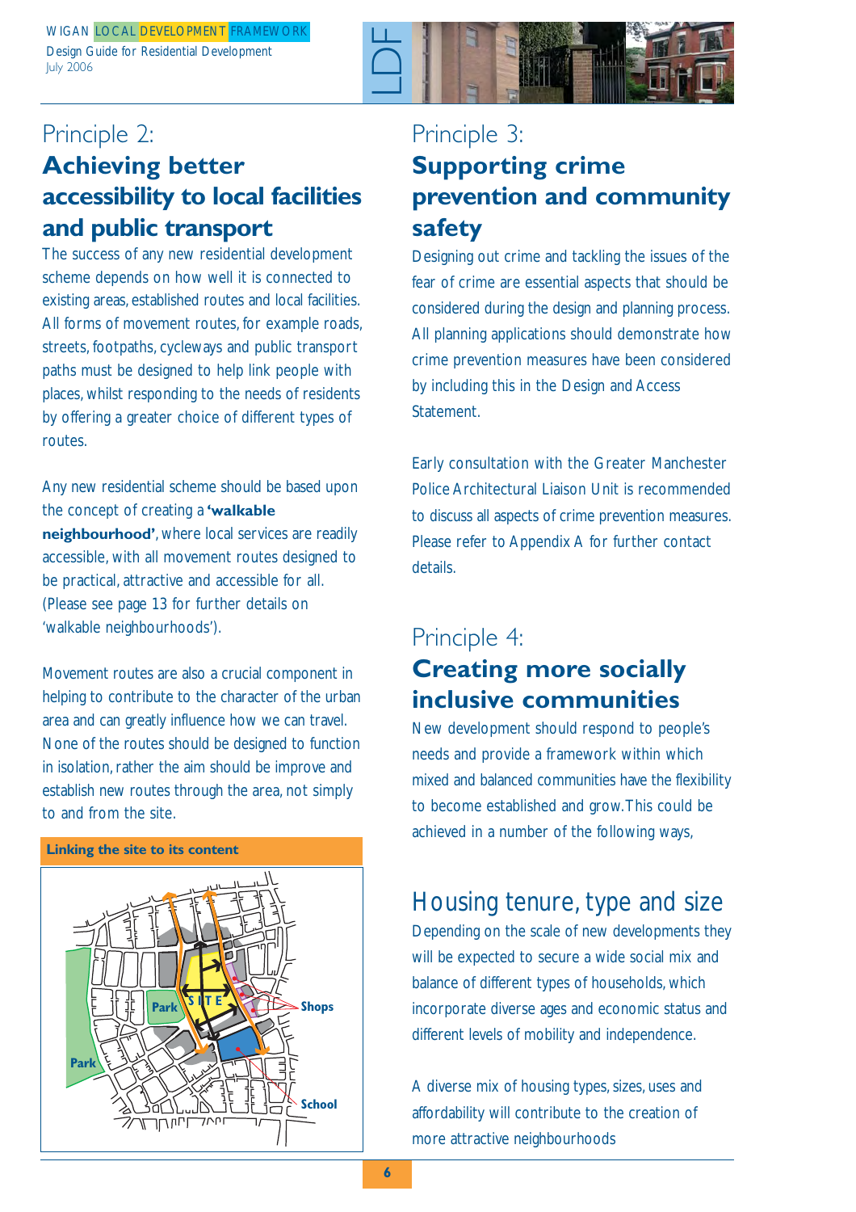## Principle 2:
## Achieving better accessibility to local facilities and public transport

The success of any new residential development scheme depends on how well it is connected to existing areas, established routes and local facilities. All forms of movement routes, for example roads, streets, footpaths, cycleways and public transport paths must be designed to help link people with places, whilst responding to the needs of residents by offering a greater choice of different types of routes.

Any new residential scheme should be based upon the concept of creating a **'walkable neighbourhood'**, where local services are readily accessible, with all movement routes designed to be practical, attractive and accessible for all. (Please see page 13 for further details on 'walkable neighbourhoods').

Movement routes are also a crucial component in helping to contribute to the character of the urban area and can greatly influence how we can travel. None of the routes should be designed to function in isolation, rather the aim should be improve and establish new routes through the area, not simply to and from the site.

**Linking the site to its content**

## Principle 3:
## Supporting crime prevention and community safety

Designing out crime and tackling the issues of the fear of crime are essential aspects that should be considered during the design and planning process. All planning applications should demonstrate how crime prevention measures have been considered by including this in the Design and Access Statement.

Early consultation with the Greater Manchester Police Architectural Liaison Unit is recommended to discuss all aspects of crime prevention measures. Please refer to Appendix A for further contact details.

## Principle 4:
## Creating more socially inclusive communities

New development should respond to people's needs and provide a framework within which mixed and balanced communities have the flexibility to become established and grow. This could be achieved in a number of the following ways,

### Housing tenure, type and size

Depending on the scale of new developments they will be expected to secure a wide social mix and balance of different types of households, which incorporate diverse ages and economic status and different levels of mobility and independence.

A diverse mix of housing types, sizes, uses and affordability will contribute to the creation of more attractive neighbourhoods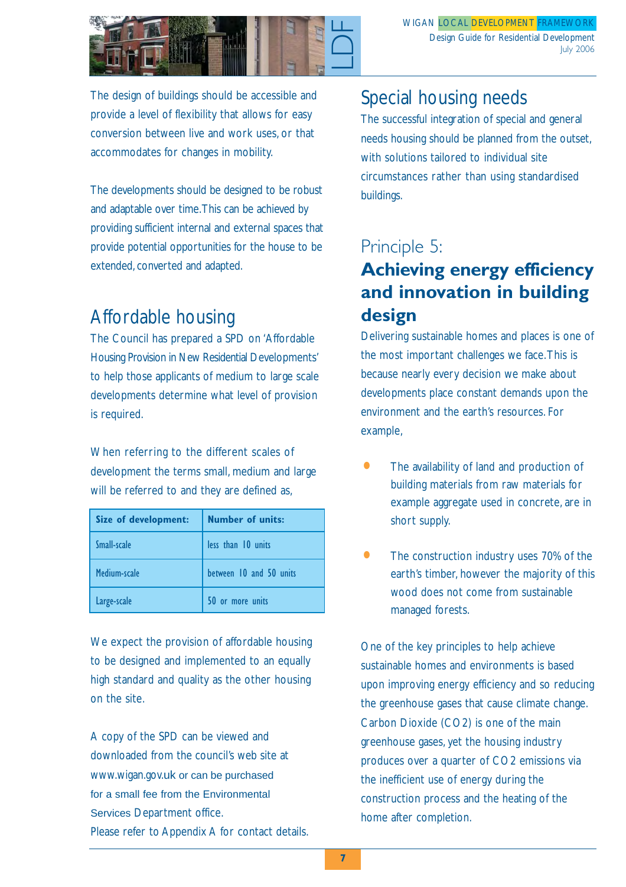The design of buildings should be accessible and provide a level of flexibility that allows for easy conversion between live and work uses, or that accommodates for changes in mobility.

The developments should be designed to be robust and adaptable over time. This can be achieved by providing sufficient internal and external spaces that provide potential opportunities for the house to be extended, converted and adapted.

## Affordable housing

The Council has prepared a SPD on 'Affordable Housing Provision in New Residential Developments' to help those applicants of medium to large scale developments determine what level of provision is required.

When referring to the different scales of development the terms small, medium and large will be referred to and they are defined as,

| Size of development: | Number of units: |
|---|---|
| Small-scale | less than 10 units |
| Medium-scale | between 10 and 50 units |
| Large-scale | 50 or more units |

We expect the provision of affordable housing to be designed and implemented to an equally high standard and quality as the other housing on the site.

A copy of the SPD can be viewed and downloaded from the council's web site at www.wigan.gov.uk or can be purchased for a small fee from the Environmental Services Department office.
Please refer to Appendix A for contact details.

## Special housing needs

The successful integration of special and general needs housing should be planned from the outset, with solutions tailored to individual site circumstances rather than using standardised buildings.

## Principle 5:
## Achieving energy efficiency and innovation in building design

Delivering sustainable homes and places is one of the most important challenges we face. This is because nearly every decision we make about developments place constant demands upon the environment and the earth's resources. For example,

- The availability of land and production of building materials from raw materials for example aggregate used in concrete, are in short supply.
- The construction industry uses 70% of the earth's timber, however the majority of this wood does not come from sustainable managed forests.

One of the key principles to help achieve sustainable homes and environments is based upon improving energy efficiency and so reducing the greenhouse gases that cause climate change. Carbon Dioxide ($CO_2$) is one of the main greenhouse gases, yet the housing industry produces over a quarter of $CO_2$ emissions via the inefficient use of energy during the construction process and the heating of the home after completion.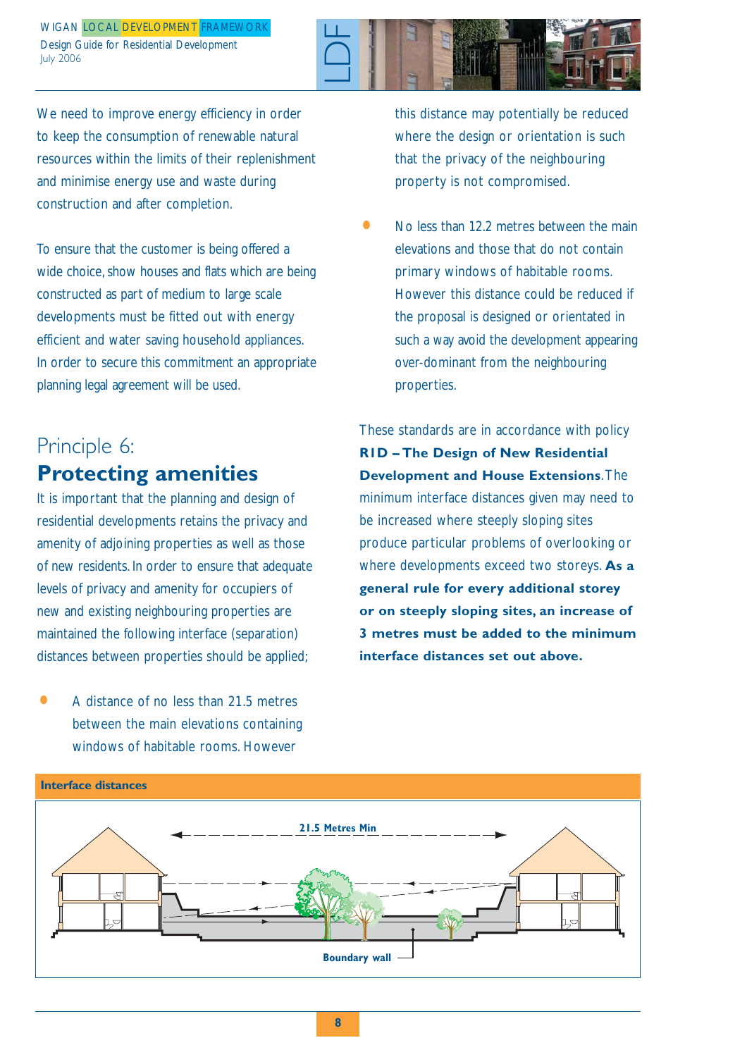We need to improve energy efficiency in order to keep the consumption of renewable natural resources within the limits of their replenishment and minimise energy use and waste during construction and after completion.

To ensure that the customer is being offered a wide choice, show houses and flats which are being constructed as part of medium to large scale developments must be fitted out with energy efficient and water saving household appliances. In order to secure this commitment an appropriate planning legal agreement will be used.

## Principle 6:
## Protecting amenities

It is important that the planning and design of residential developments retains the privacy and amenity of adjoining properties as well as those of new residents. In order to ensure that adequate levels of privacy and amenity for occupiers of new and existing neighbouring properties are maintained the following interface (separation) distances between properties should be applied;

- A distance of no less than 21.5 metres between the main elevations containing windows of habitable rooms. However this distance may potentially be reduced where the design or orientation is such that the privacy of the neighbouring property is not compromised.
- No less than 12.2 metres between the main elevations and those that do not contain primary windows of habitable rooms. However this distance could be reduced if the proposal is designed or orientated in such a way avoid the development appearing over-dominant from the neighbouring properties.

These standards are in accordance with policy **RID – The Design of New Residential Development and House Extensions**. The minimum interface distances given may need to be increased where steeply sloping sites produce particular problems of overlooking or where developments exceed two storeys. **As a general rule for every additional storey or on steeply sloping sites, an increase of 3 metres must be added to the minimum interface distances set out above.**

**Interface distances**

21.5 Metres Min

Boundary wall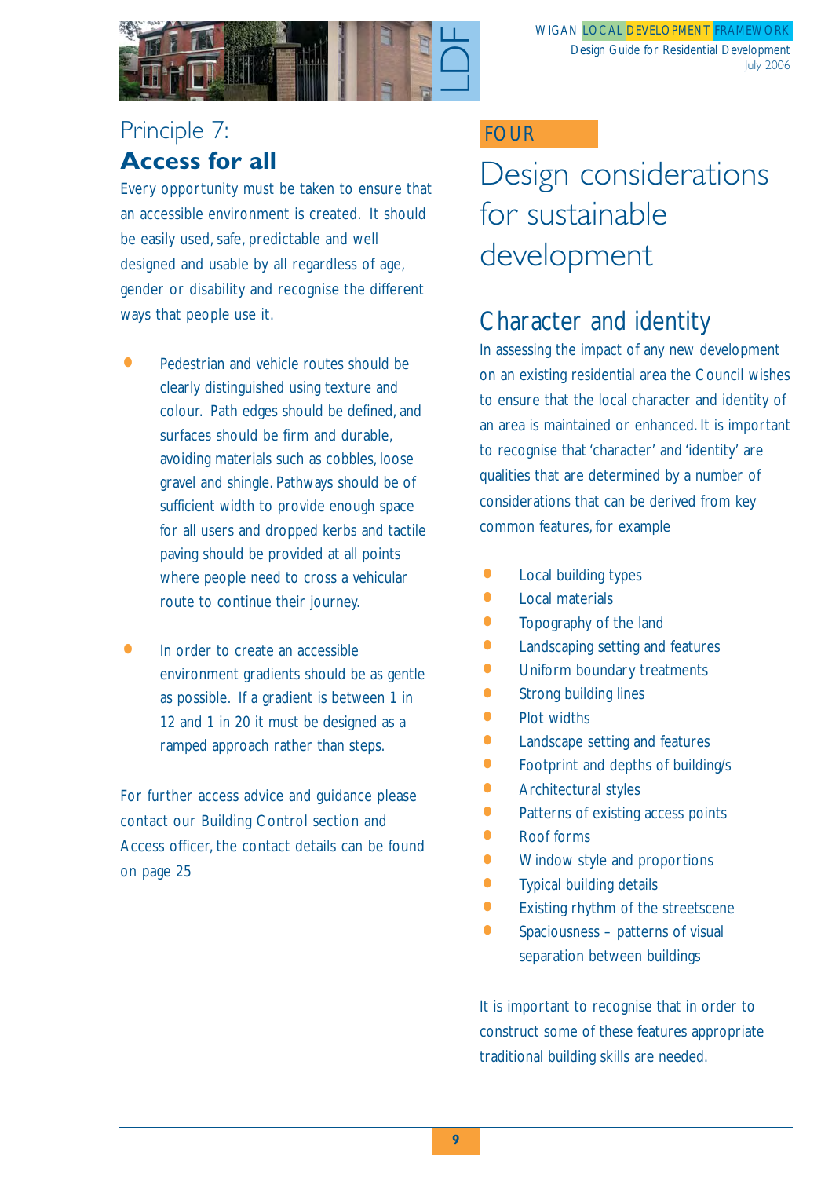## Principle 7:
## **Access for all**

Every opportunity must be taken to ensure that an accessible environment is created. It should be easily used, safe, predictable and well designed and usable by all regardless of age, gender or disability and recognise the different ways that people use it.

- Pedestrian and vehicle routes should be clearly distinguished using texture and colour. Path edges should be defined, and surfaces should be firm and durable, avoiding materials such as cobbles, loose gravel and shingle. Pathways should be of sufficient width to provide enough space for all users and dropped kerbs and tactile paving should be provided at all points where people need to cross a vehicular route to continue their journey.

- In order to create an accessible environment gradients should be as gentle as possible. If a gradient is between 1 in 12 and 1 in 20 it must be designed as a ramped approach rather than steps.

For further access advice and guidance please contact our Building Control section and Access officer, the contact details can be found on page 25

FOUR

# Design considerations for sustainable development

## Character and identity

In assessing the impact of any new development on an existing residential area the Council wishes to ensure that the local character and identity of an area is maintained or enhanced. It is important to recognise that 'character' and 'identity' are qualities that are determined by a number of considerations that can be derived from key common features, for example

- Local building types
- Local materials
- Topography of the land
- Landscaping setting and features
- Uniform boundary treatments
- Strong building lines
- Plot widths
- Landscape setting and features
- Footprint and depths of building/s
- Architectural styles
- Patterns of existing access points
- Roof forms
- Window style and proportions
- Typical building details
- Existing rhythm of the streetscene
- Spaciousness – patterns of visual separation between buildings

It is important to recognise that in order to construct some of these features appropriate traditional building skills are needed.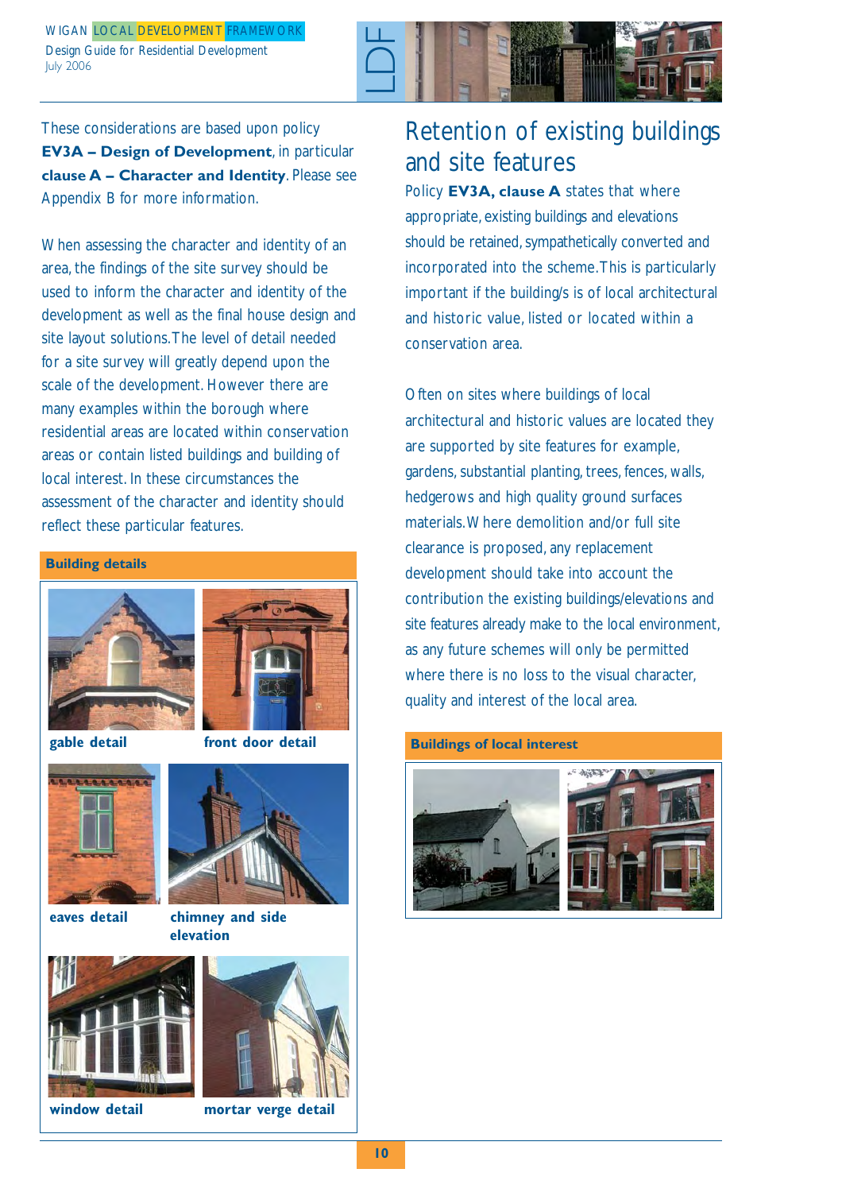These considerations are based upon policy **EV3A – Design of Development**, in particular **clause A – Character and Identity**. Please see Appendix B for more information.

When assessing the character and identity of an area, the findings of the site survey should be used to inform the character and identity of the development as well as the final house design and site layout solutions. The level of detail needed for a site survey will greatly depend upon the scale of the development. However there are many examples within the borough where residential areas are located within conservation areas or contain listed buildings and building of local interest. In these circumstances the assessment of the character and identity should reflect these particular features.

**Building details**

**gable detail**

**front door detail**

**eaves detail**

**chimney and side elevation**

**window detail**

**mortar verge detail**

## Retention of existing buildings and site features

Policy **EV3A, clause A** states that where appropriate, existing buildings and elevations should be retained, sympathetically converted and incorporated into the scheme. This is particularly important if the building/s is of local architectural and historic value, listed or located within a conservation area.

Often on sites where buildings of local architectural and historic values are located they are supported by site features for example, gardens, substantial planting, trees, fences, walls, hedgerows and high quality ground surfaces materials. Where demolition and/or full site clearance is proposed, any replacement development should take into account the contribution the existing buildings/elevations and site features already make to the local environment, as any future schemes will only be permitted where there is no loss to the visual character, quality and interest of the local area.

**Buildings of local interest**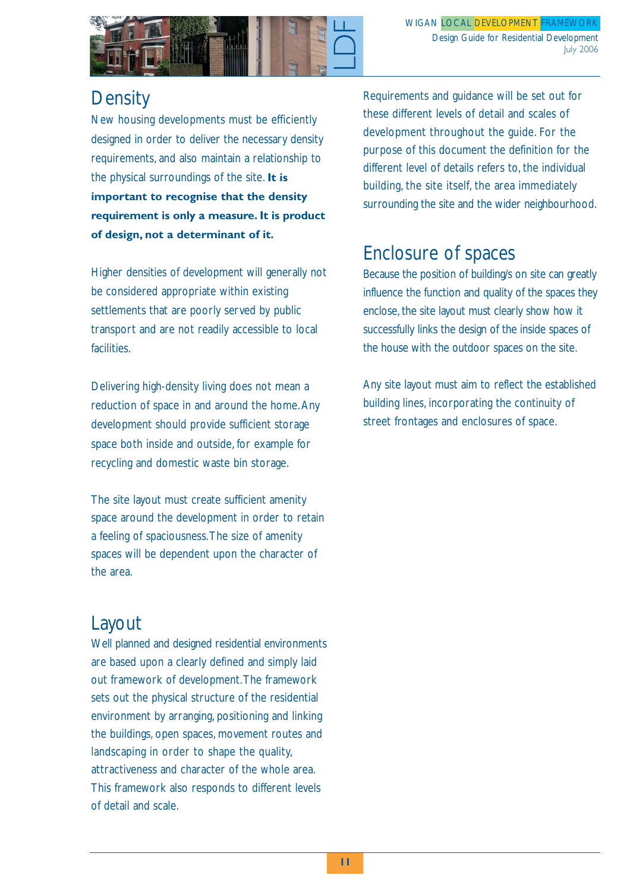## Density

New housing developments must be efficiently designed in order to deliver the necessary density requirements, and also maintain a relationship to the physical surroundings of the site. **It is important to recognise that the density requirement is only a measure. It is product of design, not a determinant of it.**

Higher densities of development will generally not be considered appropriate within existing settlements that are poorly served by public transport and are not readily accessible to local facilities.

Delivering high-density living does not mean a reduction of space in and around the home. Any development should provide sufficient storage space both inside and outside, for example for recycling and domestic waste bin storage.

The site layout must create sufficient amenity space around the development in order to retain a feeling of spaciousness. The size of amenity spaces will be dependent upon the character of the area.

## Layout

Well planned and designed residential environments are based upon a clearly defined and simply laid out framework of development. The framework sets out the physical structure of the residential environment by arranging, positioning and linking the buildings, open spaces, movement routes and landscaping in order to shape the quality, attractiveness and character of the whole area. This framework also responds to different levels of detail and scale.

Requirements and guidance will be set out for these different levels of detail and scales of development throughout the guide. For the purpose of this document the definition for the different level of details refers to, the individual building, the site itself, the area immediately surrounding the site and the wider neighbourhood.

## Enclosure of spaces

Because the position of building/s on site can greatly influence the function and quality of the spaces they enclose, the site layout must clearly show how it successfully links the design of the inside spaces of the house with the outdoor spaces on the site.

Any site layout must aim to reflect the established building lines, incorporating the continuity of street frontages and enclosures of space.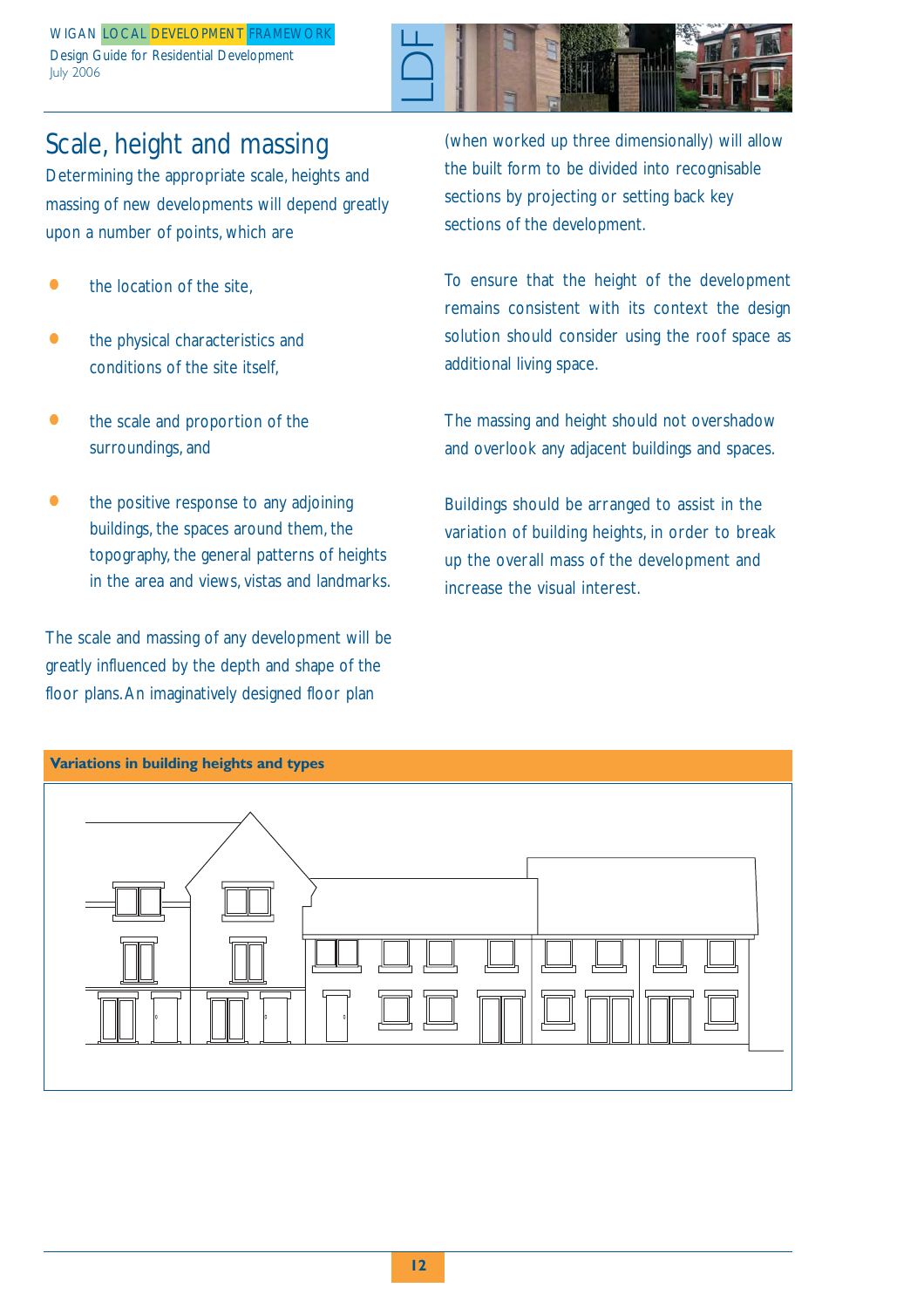## Scale, height and massing

Determining the appropriate scale, heights and massing of new developments will depend greatly upon a number of points, which are

- the location of the site,
- the physical characteristics and conditions of the site itself,
- the scale and proportion of the surroundings, and
- the positive response to any adjoining buildings, the spaces around them, the topography, the general patterns of heights in the area and views, vistas and landmarks.

The scale and massing of any development will be greatly influenced by the depth and shape of the floor plans. An imaginatively designed floor plan (when worked up three dimensionally) will allow the built form to be divided into recognisable sections by projecting or setting back key sections of the development.

To ensure that the height of the development remains consistent with its context the design solution should consider using the roof space as additional living space.

The massing and height should not overshadow and overlook any adjacent buildings and spaces.

Buildings should be arranged to assist in the variation of building heights, in order to break up the overall mass of the development and increase the visual interest.

**Variations in building heights and types**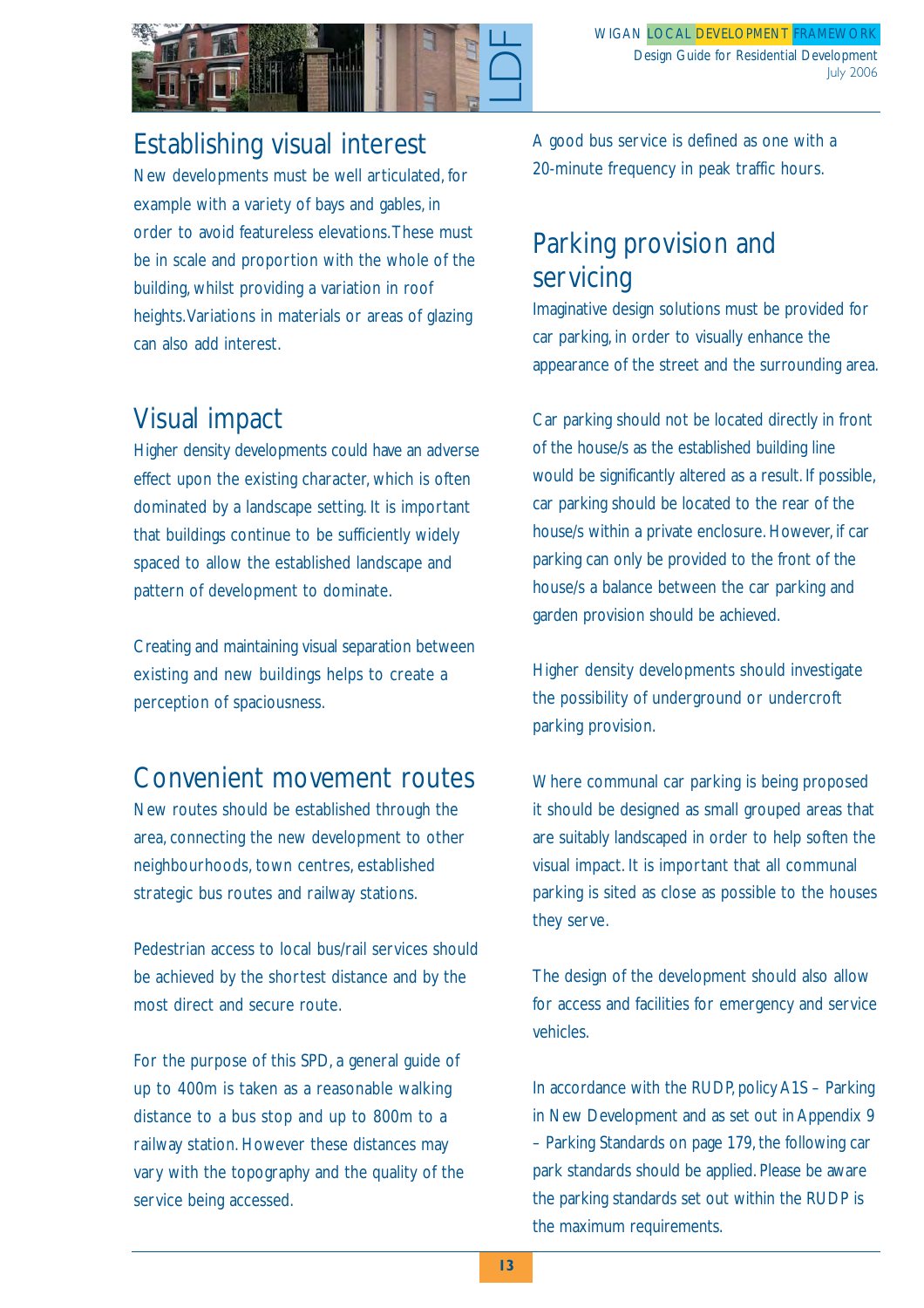## Establishing visual interest

New developments must be well articulated, for example with a variety of bays and gables, in order to avoid featureless elevations. These must be in scale and proportion with the whole of the building, whilst providing a variation in roof heights. Variations in materials or areas of glazing can also add interest.

## Visual impact

Higher density developments could have an adverse effect upon the existing character, which is often dominated by a landscape setting. It is important that buildings continue to be sufficiently widely spaced to allow the established landscape and pattern of development to dominate.

Creating and maintaining visual separation between existing and new buildings helps to create a perception of spaciousness.

## Convenient movement routes

New routes should be established through the area, connecting the new development to other neighbourhoods, town centres, established strategic bus routes and railway stations.

Pedestrian access to local bus/rail services should be achieved by the shortest distance and by the most direct and secure route.

For the purpose of this SPD, a general guide of up to 400m is taken as a reasonable walking distance to a bus stop and up to 800m to a railway station. However these distances may vary with the topography and the quality of the service being accessed.

A good bus service is defined as one with a 20-minute frequency in peak traffic hours.

## Parking provision and servicing

Imaginative design solutions must be provided for car parking, in order to visually enhance the appearance of the street and the surrounding area.

Car parking should not be located directly in front of the house/s as the established building line would be significantly altered as a result. If possible, car parking should be located to the rear of the house/s within a private enclosure. However, if car parking can only be provided to the front of the house/s a balance between the car parking and garden provision should be achieved.

Higher density developments should investigate the possibility of underground or undercroft parking provision.

Where communal car parking is being proposed it should be designed as small grouped areas that are suitably landscaped in order to help soften the visual impact. It is important that all communal parking is sited as close as possible to the houses they serve.

The design of the development should also allow for access and facilities for emergency and service vehicles.

In accordance with the RUDP, policy A1S – Parking in New Development and as set out in Appendix 9 – Parking Standards on page 179, the following car park standards should be applied. Please be aware the parking standards set out within the RUDP is the maximum requirements.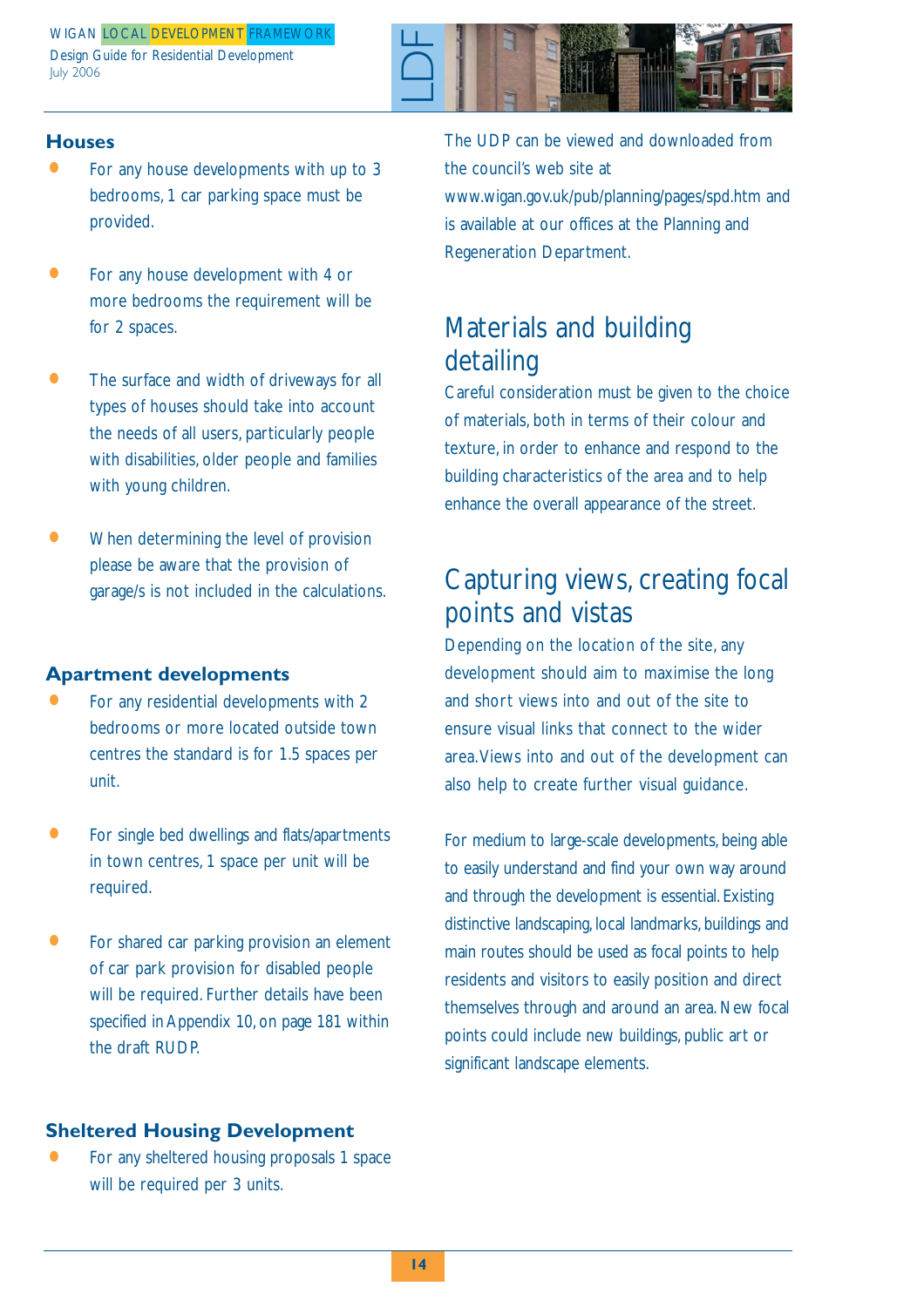### Houses

- For any house developments with up to 3 bedrooms, 1 car parking space must be provided.
- For any house development with 4 or more bedrooms the requirement will be for 2 spaces.
- The surface and width of driveways for all types of houses should take into account the needs of all users, particularly people with disabilities, older people and families with young children.
- When determining the level of provision please be aware that the provision of garage/s is not included in the calculations.

### Apartment developments

- For any residential developments with 2 bedrooms or more located outside town centres the standard is for 1.5 spaces per unit.
- For single bed dwellings and flats/apartments in town centres, 1 space per unit will be required.
- For shared car parking provision an element of car park provision for disabled people will be required. Further details have been specified in Appendix 10, on page 181 within the draft RUDP.

### Sheltered Housing Development

- For any sheltered housing proposals 1 space will be required per 3 units.

The UDP can be viewed and downloaded from the council's web site at www.wigan.gov.uk/pub/planning/pages/spd.htm and is available at our offices at the Planning and Regeneration Department.

## Materials and building detailing

Careful consideration must be given to the choice of materials, both in terms of their colour and texture, in order to enhance and respond to the building characteristics of the area and to help enhance the overall appearance of the street.

## Capturing views, creating focal points and vistas

Depending on the location of the site, any development should aim to maximise the long and short views into and out of the site to ensure visual links that connect to the wider area. Views into and out of the development can also help to create further visual guidance.

For medium to large-scale developments, being able to easily understand and find your own way around and through the development is essential. Existing distinctive landscaping, local landmarks, buildings and main routes should be used as focal points to help residents and visitors to easily position and direct themselves through and around an area. New focal points could include new buildings, public art or significant landscape elements.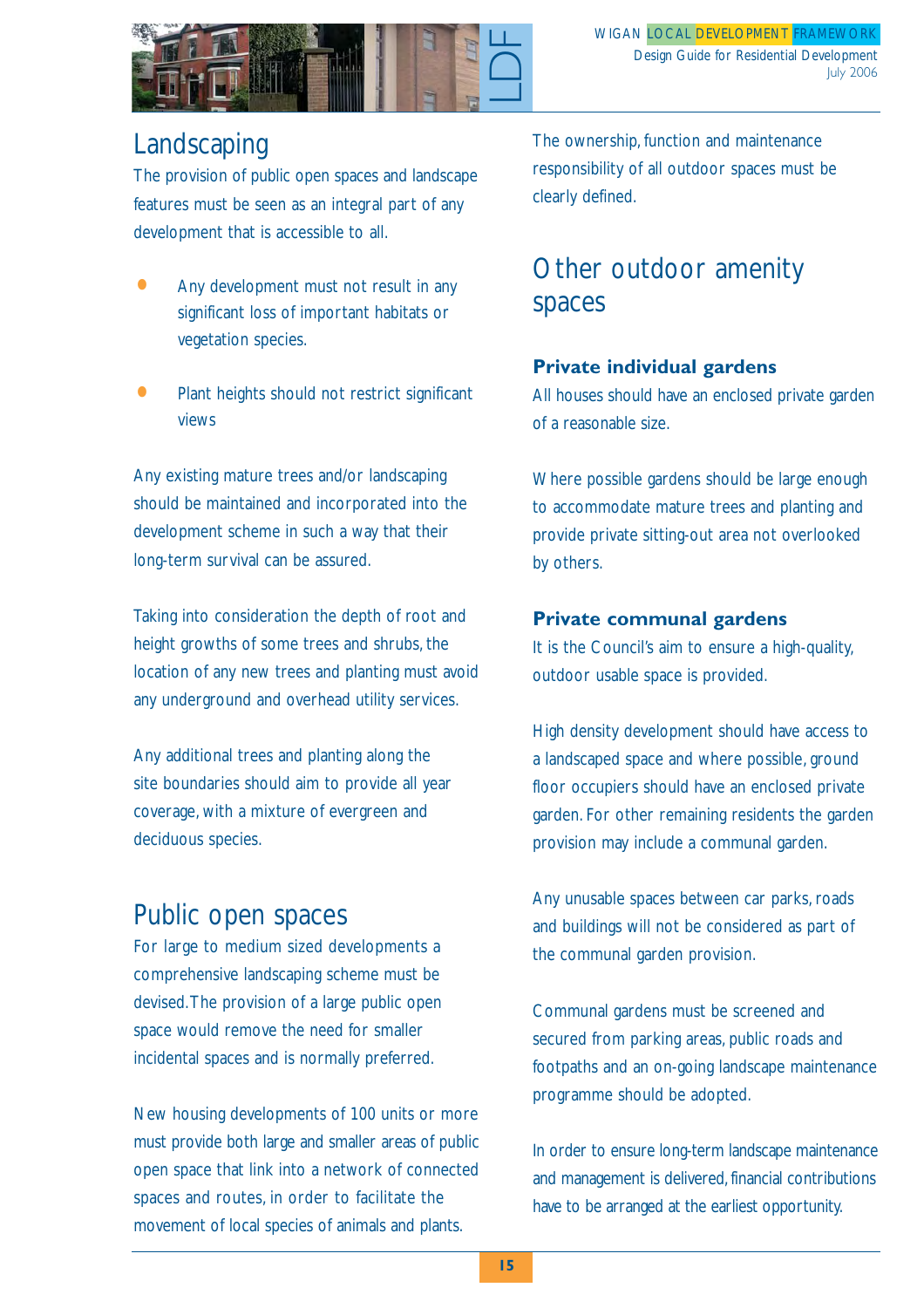## Landscaping

The provision of public open spaces and landscape features must be seen as an integral part of any development that is accessible to all.

- Any development must not result in any significant loss of important habitats or vegetation species.
- Plant heights should not restrict significant views

Any existing mature trees and/or landscaping should be maintained and incorporated into the development scheme in such a way that their long-term survival can be assured.

Taking into consideration the depth of root and height growths of some trees and shrubs, the location of any new trees and planting must avoid any underground and overhead utility services.

Any additional trees and planting along the site boundaries should aim to provide all year coverage, with a mixture of evergreen and deciduous species.

## Public open spaces

For large to medium sized developments a comprehensive landscaping scheme must be devised. The provision of a large public open space would remove the need for smaller incidental spaces and is normally preferred.

New housing developments of 100 units or more must provide both large and smaller areas of public open space that link into a network of connected spaces and routes, in order to facilitate the movement of local species of animals and plants.

The ownership, function and maintenance responsibility of all outdoor spaces must be clearly defined.

## Other outdoor amenity spaces

### Private individual gardens

All houses should have an enclosed private garden of a reasonable size.

Where possible gardens should be large enough to accommodate mature trees and planting and provide private sitting-out area not overlooked by others.

### Private communal gardens

It is the Council's aim to ensure a high-quality, outdoor usable space is provided.

High density development should have access to a landscaped space and where possible, ground floor occupiers should have an enclosed private garden. For other remaining residents the garden provision may include a communal garden.

Any unusable spaces between car parks, roads and buildings will not be considered as part of the communal garden provision.

Communal gardens must be screened and secured from parking areas, public roads and footpaths and an on-going landscape maintenance programme should be adopted.

In order to ensure long-term landscape maintenance and management is delivered, financial contributions have to be arranged at the earliest opportunity.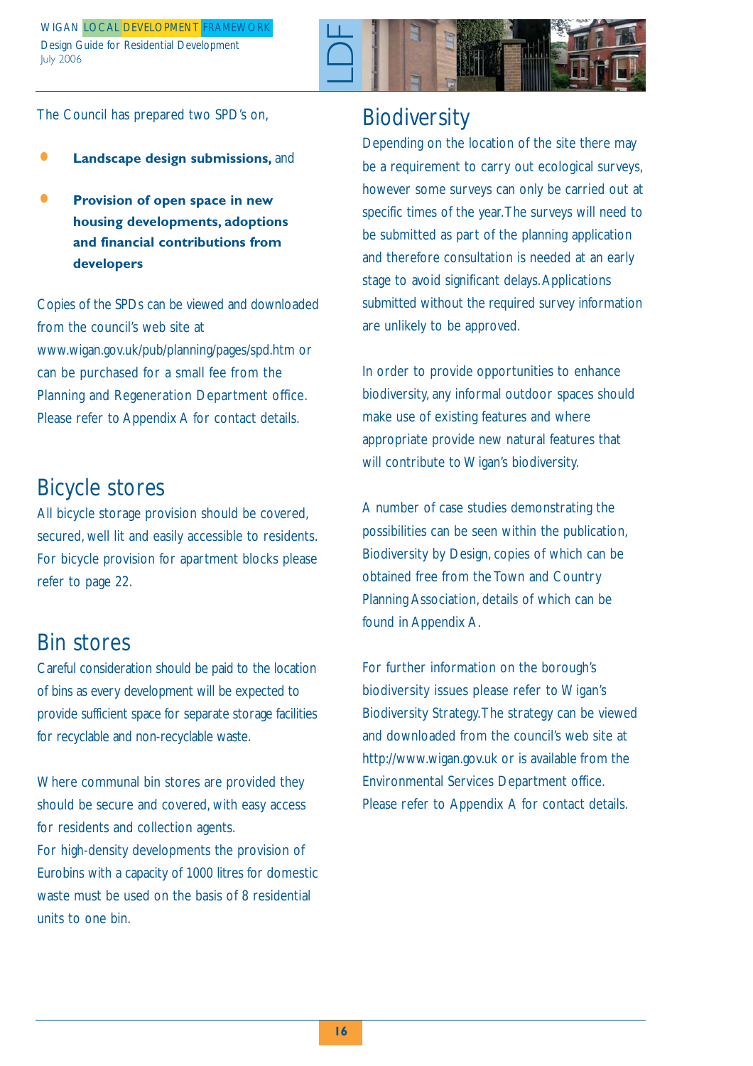The Council has prepared two SPD's on,

- **Landscape design submissions,** and
- **Provision of open space in new housing developments, adoptions and financial contributions from developers**

Copies of the SPDs can be viewed and downloaded from the council's web site at www.wigan.gov.uk/pub/planning/pages/spd.htm or can be purchased for a small fee from the Planning and Regeneration Department office. Please refer to Appendix A for contact details.

## Bicycle stores

All bicycle storage provision should be covered, secured, well lit and easily accessible to residents. For bicycle provision for apartment blocks please refer to page 22.

## Bin stores

Careful consideration should be paid to the location of bins as every development will be expected to provide sufficient space for separate storage facilities for recyclable and non-recyclable waste.

Where communal bin stores are provided they should be secure and covered, with easy access for residents and collection agents.
For high-density developments the provision of Eurobins with a capacity of 1000 litres for domestic waste must be used on the basis of 8 residential units to one bin.

## Biodiversity

Depending on the location of the site there may be a requirement to carry out ecological surveys, however some surveys can only be carried out at specific times of the year. The surveys will need to be submitted as part of the planning application and therefore consultation is needed at an early stage to avoid significant delays. Applications submitted without the required survey information are unlikely to be approved.

In order to provide opportunities to enhance biodiversity, any informal outdoor spaces should make use of existing features and where appropriate provide new natural features that will contribute to Wigan's biodiversity.

A number of case studies demonstrating the possibilities can be seen within the publication, Biodiversity by Design, copies of which can be obtained free from the Town and Country Planning Association, details of which can be found in Appendix A.

For further information on the borough's biodiversity issues please refer to Wigan's Biodiversity Strategy. The strategy can be viewed and downloaded from the council's web site at http://www.wigan.gov.uk or is available from the Environmental Services Department office. Please refer to Appendix A for contact details.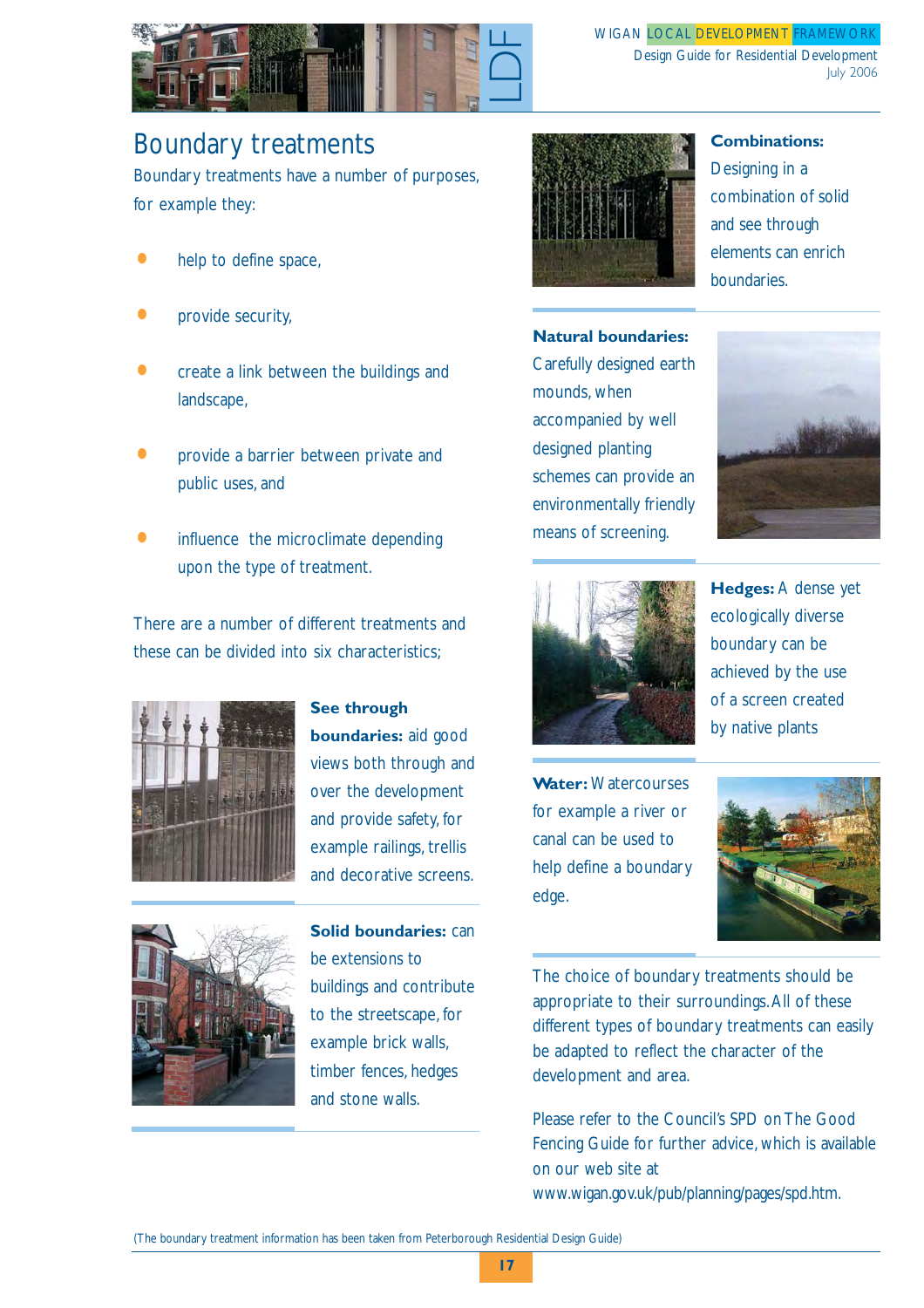# Boundary treatments

Boundary treatments have a number of purposes, for example they:

- help to define space,
- provide security,
- create a link between the buildings and landscape,
- provide a barrier between private and public uses, and
- influence the microclimate depending upon the type of treatment.

There are a number of different treatments and these can be divided into six characteristics;

**See through boundaries:** aid good views both through and over the development and provide safety, for example railings, trellis and decorative screens.

**Solid boundaries:** can be extensions to buildings and contribute to the streetscape, for example brick walls, timber fences, hedges and stone walls.

**Combinations:** Designing in a combination of solid and see through elements can enrich boundaries.

**Natural boundaries:** Carefully designed earth mounds, when accompanied by well designed planting schemes can provide an environmentally friendly means of screening.

**Hedges:** A dense yet ecologically diverse boundary can be achieved by the use of a screen created by native plants

**Water:** Watercourses for example a river or canal can be used to help define a boundary edge.

The choice of boundary treatments should be appropriate to their surroundings. All of these different types of boundary treatments can easily be adapted to reflect the character of the development and area.

Please refer to the Council's SPD on The Good Fencing Guide for further advice, which is available on our web site at www.wigan.gov.uk/pub/planning/pages/spd.htm.

(The boundary treatment information has been taken from Peterborough Residential Design Guide)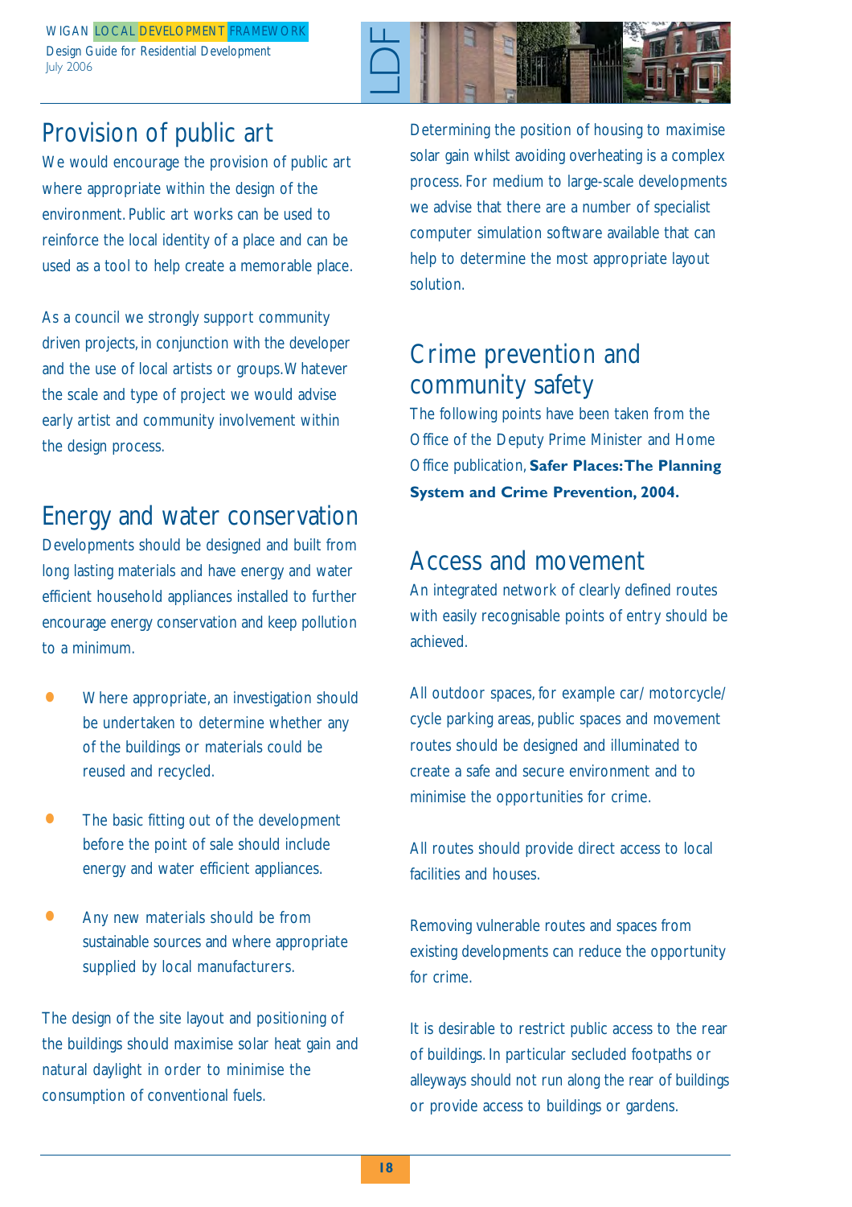## Provision of public art

We would encourage the provision of public art where appropriate within the design of the environment. Public art works can be used to reinforce the local identity of a place and can be used as a tool to help create a memorable place.

As a council we strongly support community driven projects, in conjunction with the developer and the use of local artists or groups. Whatever the scale and type of project we would advise early artist and community involvement within the design process.

## Energy and water conservation

Developments should be designed and built from long lasting materials and have energy and water efficient household appliances installed to further encourage energy conservation and keep pollution to a minimum.

- Where appropriate, an investigation should be undertaken to determine whether any of the buildings or materials could be reused and recycled.
- The basic fitting out of the development before the point of sale should include energy and water efficient appliances.
- Any new materials should be from sustainable sources and where appropriate supplied by local manufacturers.

The design of the site layout and positioning of the buildings should maximise solar heat gain and natural daylight in order to minimise the consumption of conventional fuels.

Determining the position of housing to maximise solar gain whilst avoiding overheating is a complex process. For medium to large-scale developments we advise that there are a number of specialist computer simulation software available that can help to determine the most appropriate layout solution.

## Crime prevention and community safety

The following points have been taken from the Office of the Deputy Prime Minister and Home Office publication, **Safer Places: The Planning System and Crime Prevention, 2004.**

## Access and movement

An integrated network of clearly defined routes with easily recognisable points of entry should be achieved.

All outdoor spaces, for example car/ motorcycle/ cycle parking areas, public spaces and movement routes should be designed and illuminated to create a safe and secure environment and to minimise the opportunities for crime.

All routes should provide direct access to local facilities and houses.

Removing vulnerable routes and spaces from existing developments can reduce the opportunity for crime.

It is desirable to restrict public access to the rear of buildings. In particular secluded footpaths or alleyways should not run along the rear of buildings or provide access to buildings or gardens.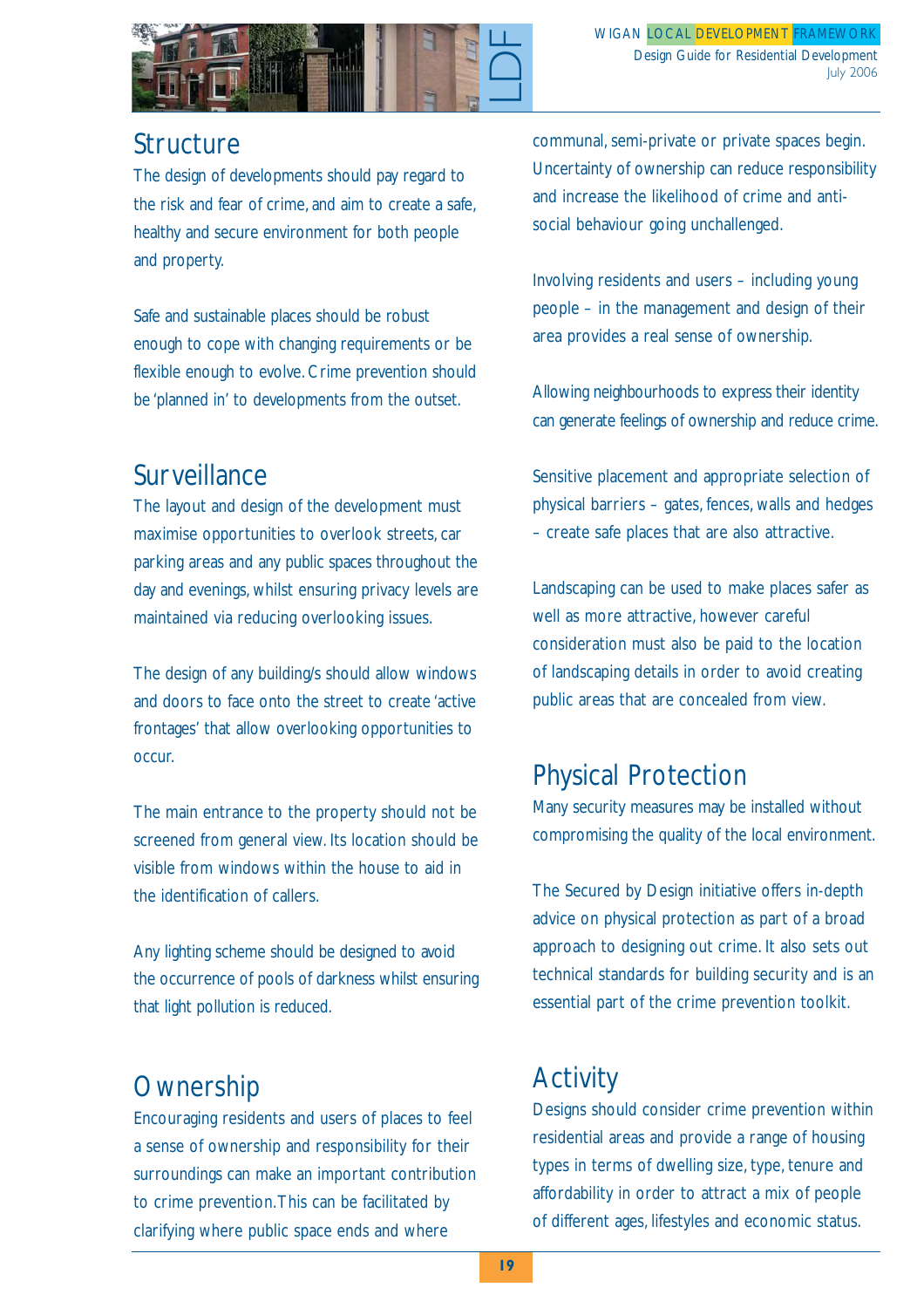## Structure

The design of developments should pay regard to the risk and fear of crime, and aim to create a safe, healthy and secure environment for both people and property.

Safe and sustainable places should be robust enough to cope with changing requirements or be flexible enough to evolve. Crime prevention should be 'planned in' to developments from the outset.

## Surveillance

The layout and design of the development must maximise opportunities to overlook streets, car parking areas and any public spaces throughout the day and evenings, whilst ensuring privacy levels are maintained via reducing overlooking issues.

The design of any building/s should allow windows and doors to face onto the street to create 'active frontages' that allow overlooking opportunities to occur.

The main entrance to the property should not be screened from general view. Its location should be visible from windows within the house to aid in the identification of callers.

Any lighting scheme should be designed to avoid the occurrence of pools of darkness whilst ensuring that light pollution is reduced.

## Ownership

Encouraging residents and users of places to feel a sense of ownership and responsibility for their surroundings can make an important contribution to crime prevention. This can be facilitated by clarifying where public space ends and where communal, semi-private or private spaces begin. Uncertainty of ownership can reduce responsibility and increase the likelihood of crime and anti-social behaviour going unchallenged.

Involving residents and users – including young people – in the management and design of their area provides a real sense of ownership.

Allowing neighbourhoods to express their identity can generate feelings of ownership and reduce crime.

Sensitive placement and appropriate selection of physical barriers – gates, fences, walls and hedges – create safe places that are also attractive.

Landscaping can be used to make places safer as well as more attractive, however careful consideration must also be paid to the location of landscaping details in order to avoid creating public areas that are concealed from view.

## Physical Protection

Many security measures may be installed without compromising the quality of the local environment.

The Secured by Design initiative offers in-depth advice on physical protection as part of a broad approach to designing out crime. It also sets out technical standards for building security and is an essential part of the crime prevention toolkit.

## Activity

Designs should consider crime prevention within residential areas and provide a range of housing types in terms of dwelling size, type, tenure and affordability in order to attract a mix of people of different ages, lifestyles and economic status.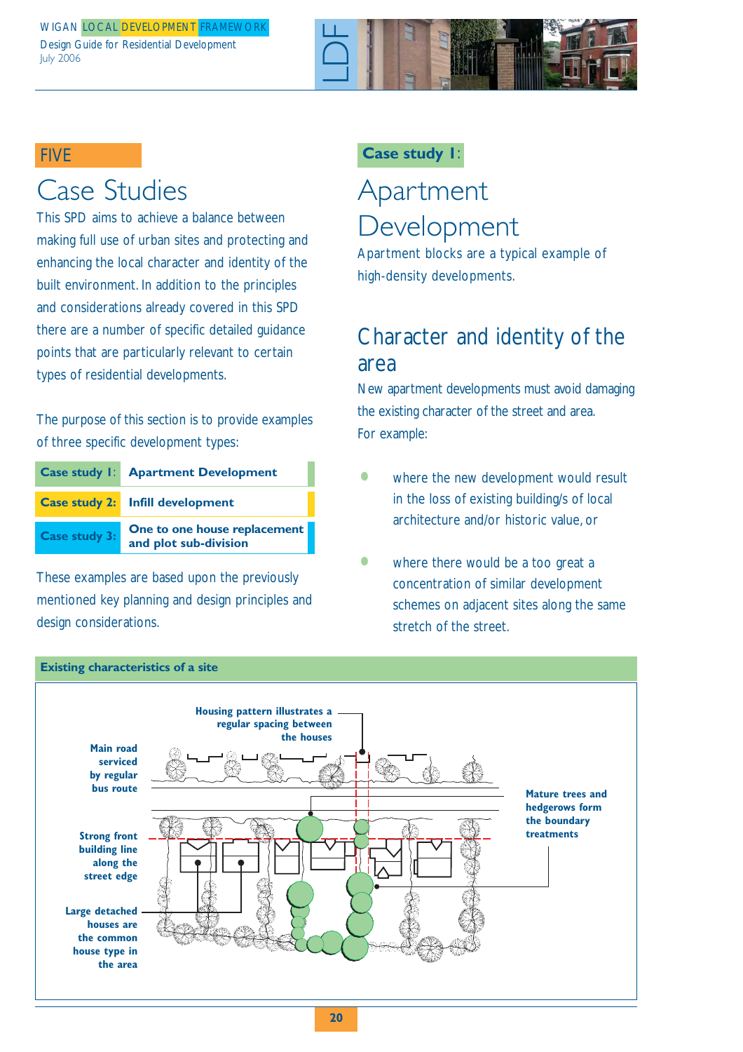## FIVE

# Case Studies

This SPD aims to achieve a balance between making full use of urban sites and protecting and enhancing the local character and identity of the built environment. In addition to the principles and considerations already covered in this SPD there are a number of specific detailed guidance points that are particularly relevant to certain types of residential developments.

The purpose of this section is to provide examples of three specific development types:

| | |
|---|---|
| **Case study 1:** | **Apartment Development** |
| **Case study 2:** | **Infill development** |
| **Case study 3:** | **One to one house replacement and plot sub-division** |

These examples are based upon the previously mentioned key planning and design principles and design considerations.

**Case study 1:**

# Apartment Development

Apartment blocks are a typical example of high-density developments.

## Character and identity of the area

New apartment developments must avoid damaging the existing character of the street and area. For example:

- where the new development would result in the loss of existing building/s of local architecture and/or historic value, or
- where there would be a too great a concentration of similar development schemes on adjacent sites along the same stretch of the street.

**Existing characteristics of a site**

Housing pattern illustrates a regular spacing between the houses

Main road serviced by regular bus route

Mature trees and hedgerows form the boundary treatments

Strong front building line along the street edge

Large detached houses are the common house type in the area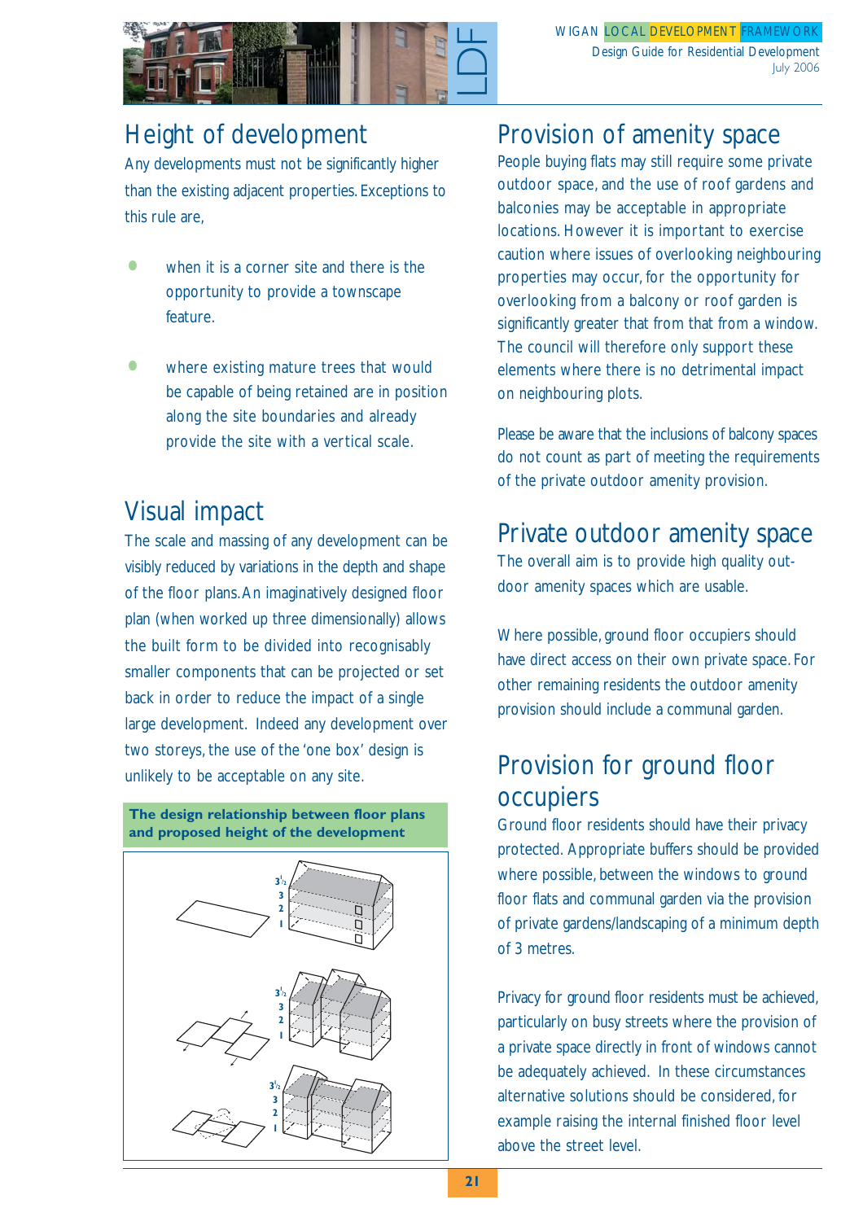## Height of development

Any developments must not be significantly higher than the existing adjacent properties. Exceptions to this rule are,

- when it is a corner site and there is the opportunity to provide a townscape feature.
- where existing mature trees that would be capable of being retained are in position along the site boundaries and already provide the site with a vertical scale.

## Visual impact

The scale and massing of any development can be visibly reduced by variations in the depth and shape of the floor plans. An imaginatively designed floor plan (when worked up three dimensionally) allows the built form to be divided into recognisably smaller components that can be projected or set back in order to reduce the impact of a single large development. Indeed any development over two storeys, the use of the 'one box' design is unlikely to be acceptable on any site.

**The design relationship between floor plans and proposed height of the development**

## Provision of amenity space

People buying flats may still require some private outdoor space, and the use of roof gardens and balconies may be acceptable in appropriate locations. However it is important to exercise caution where issues of overlooking neighbouring properties may occur, for the opportunity for overlooking from a balcony or roof garden is significantly greater that from that from a window. The council will therefore only support these elements where there is no detrimental impact on neighbouring plots.

Please be aware that the inclusions of balcony spaces do not count as part of meeting the requirements of the private outdoor amenity provision.

## Private outdoor amenity space

The overall aim is to provide high quality outdoor amenity spaces which are usable.

Where possible, ground floor occupiers should have direct access on their own private space. For other remaining residents the outdoor amenity provision should include a communal garden.

## Provision for ground floor occupiers

Ground floor residents should have their privacy protected. Appropriate buffers should be provided where possible, between the windows to ground floor flats and communal garden via the provision of private gardens/landscaping of a minimum depth of 3 metres.

Privacy for ground floor residents must be achieved, particularly on busy streets where the provision of a private space directly in front of windows cannot be adequately achieved. In these circumstances alternative solutions should be considered, for example raising the internal finished floor level above the street level.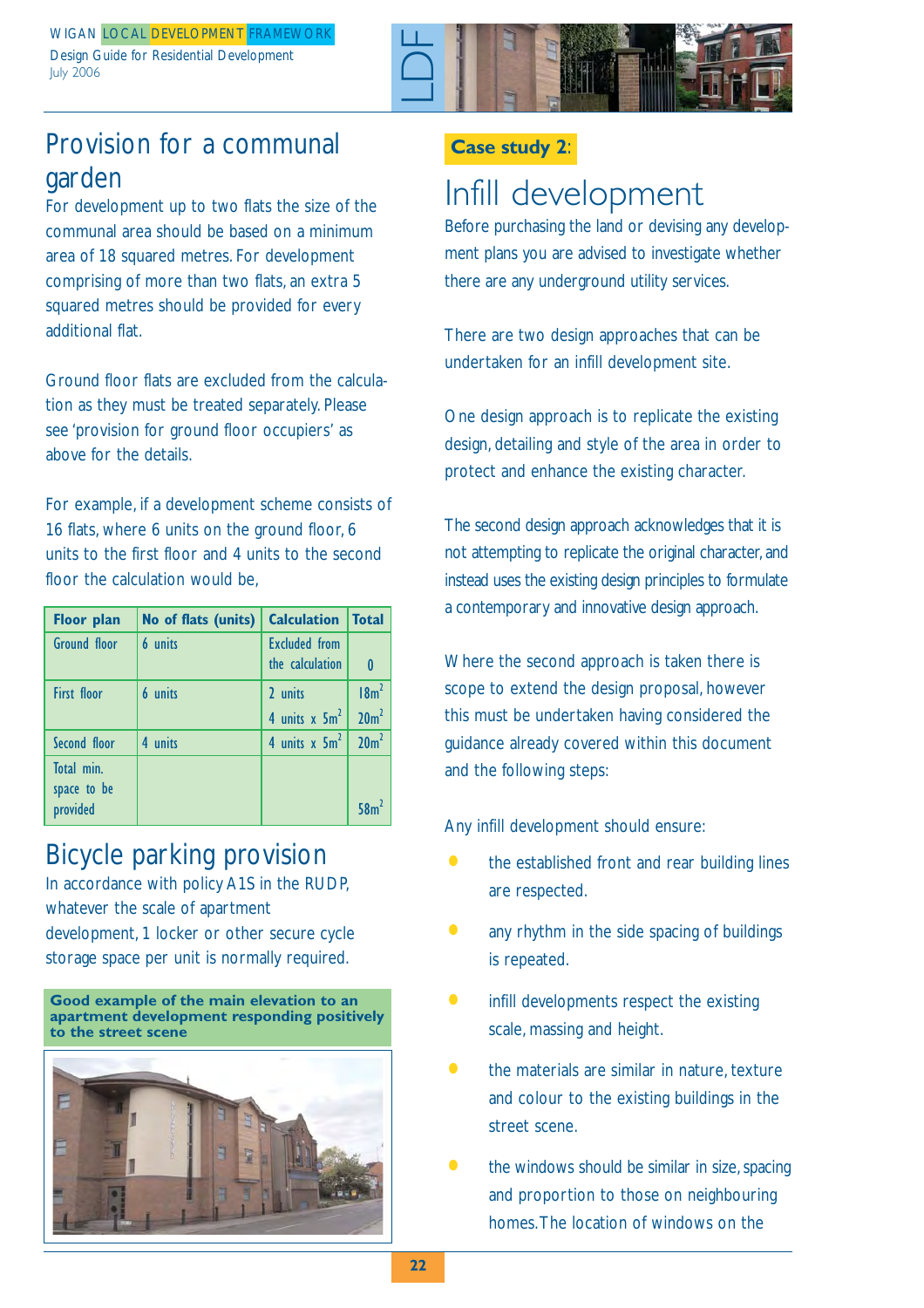## Provision for a communal garden

For development up to two flats the size of the communal area should be based on a minimum area of 18 squared metres. For development comprising of more than two flats, an extra 5 squared metres should be provided for every additional flat.

Ground floor flats are excluded from the calculation as they must be treated separately. Please see 'provision for ground floor occupiers' as above for the details.

For example, if a development scheme consists of 16 flats, where 6 units on the ground floor, 6 units to the first floor and 4 units to the second floor the calculation would be,

| Floor plan | No of flats (units) | Calculation | Total |
|---|---|---|---|
| Ground floor | 6 units | Excluded from the calculation | 0 |
| First floor | 6 units | 2 units | $18m^2$ |
| | | 4 units x $5m^2$ | $20m^2$ |
| Second floor | 4 units | 4 units x $5m^2$ | $20m^2$ |
| Total min. space to be provided | | | $58m^2$ |

## Bicycle parking provision

In accordance with policy A1S in the RUDP, whatever the scale of apartment development, 1 locker or other secure cycle storage space per unit is normally required.

**Good example of the main elevation to an apartment development responding positively to the street scene**

**Case study 2**:

# Infill development

Before purchasing the land or devising any development plans you are advised to investigate whether there are any underground utility services.

There are two design approaches that can be undertaken for an infill development site.

One design approach is to replicate the existing design, detailing and style of the area in order to protect and enhance the existing character.

The second design approach acknowledges that it is not attempting to replicate the original character, and instead uses the existing design principles to formulate a contemporary and innovative design approach.

Where the second approach is taken there is scope to extend the design proposal, however this must be undertaken having considered the guidance already covered within this document and the following steps:

Any infill development should ensure:

- the established front and rear building lines are respected.
- any rhythm in the side spacing of buildings is repeated.
- infill developments respect the existing scale, massing and height.
- the materials are similar in nature, texture and colour to the existing buildings in the street scene.
- the windows should be similar in size, spacing and proportion to those on neighbouring homes. The location of windows on the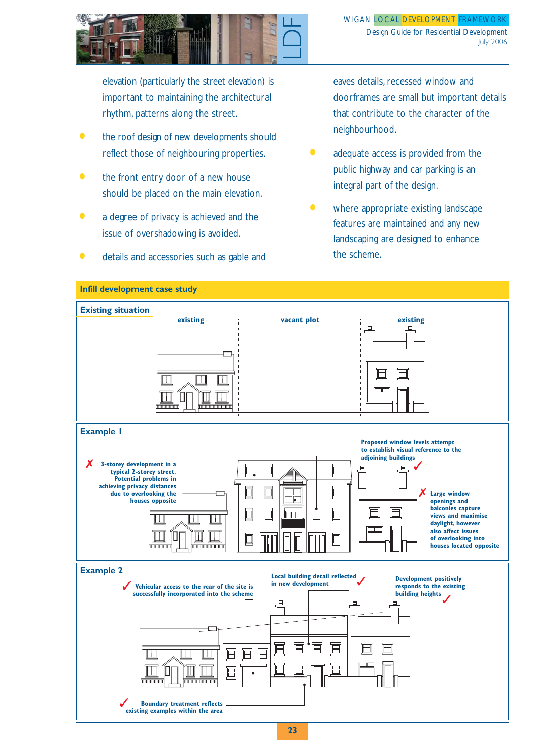elevation (particularly the street elevation) is important to maintaining the architectural rhythm, patterns along the street.

- the roof design of new developments should reflect those of neighbouring properties.
- the front entry door of a new house should be placed on the main elevation.
- a degree of privacy is achieved and the issue of overshadowing is avoided.
- details and accessories such as gable and eaves details, recessed window and doorframes are small but important details that contribute to the character of the neighbourhood.
- adequate access is provided from the public highway and car parking is an integral part of the design.
- where appropriate existing landscape features are maintained and any new landscaping are designed to enhance the scheme.

## Infill development case study

### Existing situation

existing | vacant plot | existing

### Example 1

✗ 3-storey development in a typical 2-storey street. Potential problems in achieving privacy distances due to overlooking the houses opposite

Proposed window levels attempt to establish visual reference to the adjoining buildings ✓

✗ Large window openings and balconies capture views and maximise daylight, however also affect issues of overlooking into houses located opposite

### Example 2

✓ Vehicular access to the rear of the site is successfully incorporated into the scheme

Local building detail reflected in new development ✓

Development positively responds to the existing building heights ✓

✓ Boundary treatment reflects existing examples within the area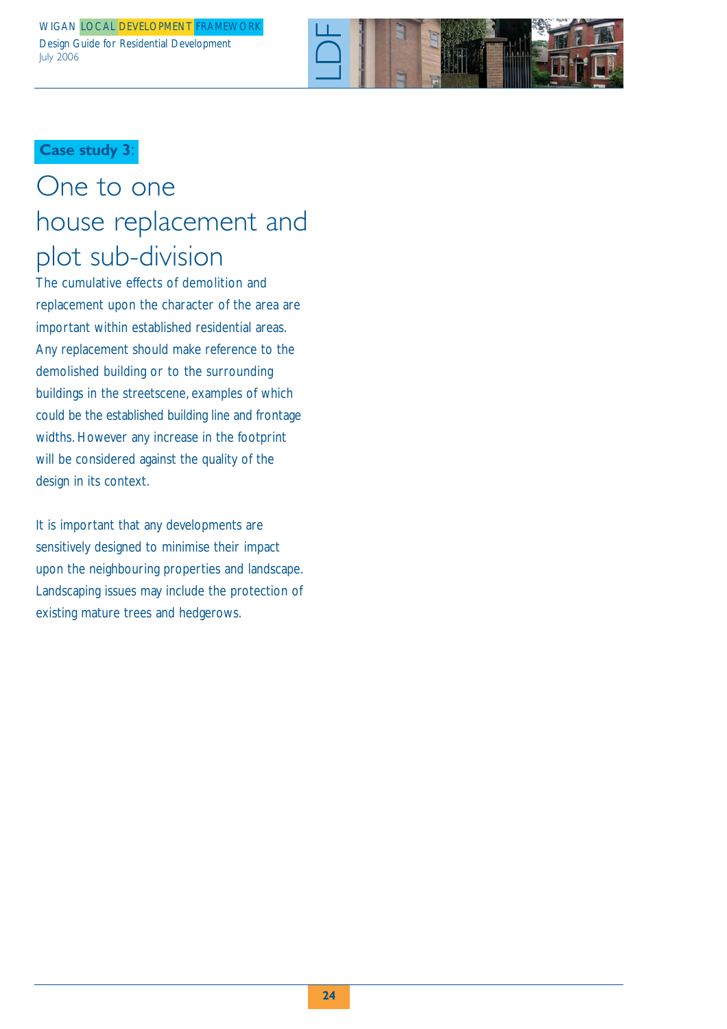**Case study 3**:

# One to one house replacement and plot sub-division

The cumulative effects of demolition and replacement upon the character of the area are important within established residential areas. Any replacement should make reference to the demolished building or to the surrounding buildings in the streetscene, examples of which could be the established building line and frontage widths. However any increase in the footprint will be considered against the quality of the design in its context.

It is important that any developments are sensitively designed to minimise their impact upon the neighbouring properties and landscape. Landscaping issues may include the protection of existing mature trees and hedgerows.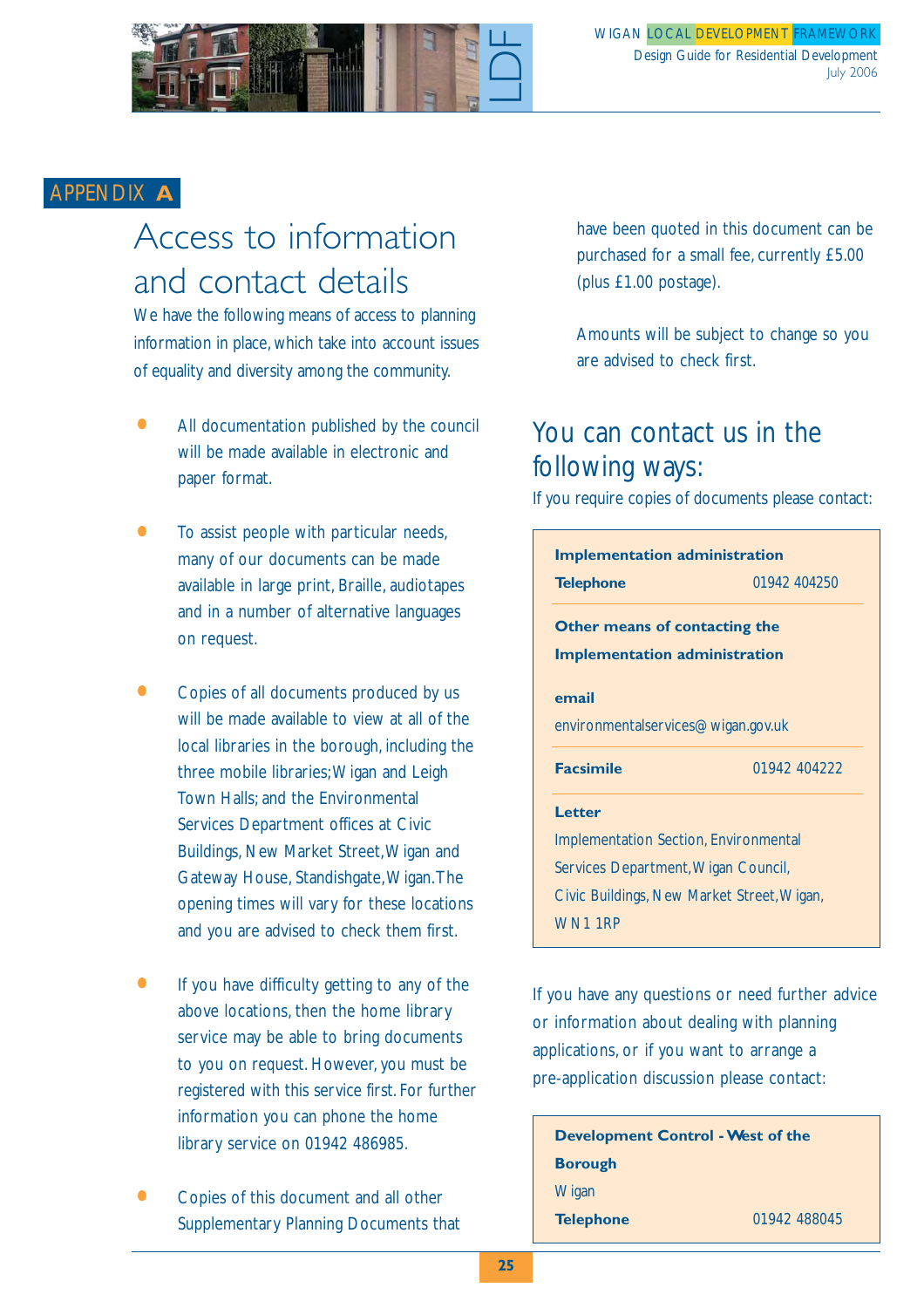APPENDIX A

# Access to information and contact details

We have the following means of access to planning information in place, which take into account issues of equality and diversity among the community.

- All documentation published by the council will be made available in electronic and paper format.
- To assist people with particular needs, many of our documents can be made available in large print, Braille, audiotapes and in a number of alternative languages on request.
- Copies of all documents produced by us will be made available to view at all of the local libraries in the borough, including the three mobile libraries; Wigan and Leigh Town Halls; and the Environmental Services Department offices at Civic Buildings, New Market Street, Wigan and Gateway House, Standishgate, Wigan. The opening times will vary for these locations and you are advised to check them first.
- If you have difficulty getting to any of the above locations, then the home library service may be able to bring documents to you on request. However, you must be registered with this service first. For further information you can phone the home library service on 01942 486985.
- Copies of this document and all other Supplementary Planning Documents that have been quoted in this document can be purchased for a small fee, currently £5.00 (plus £1.00 postage).

  Amounts will be subject to change so you are advised to check first.

## You can contact us in the following ways:

If you require copies of documents please contact:

**Implementation administration**

**Telephone** 01942 404250

**Other means of contacting the Implementation administration**

**email**
environmentalservices@wigan.gov.uk

**Facsimile** 01942 404222

**Letter**
Implementation Section, Environmental Services Department, Wigan Council, Civic Buildings, New Market Street, Wigan, WN1 1RP

If you have any questions or need further advice or information about dealing with planning applications, or if you want to arrange a pre-application discussion please contact:

**Development Control - West of the Borough**
Wigan
**Telephone** 01942 488045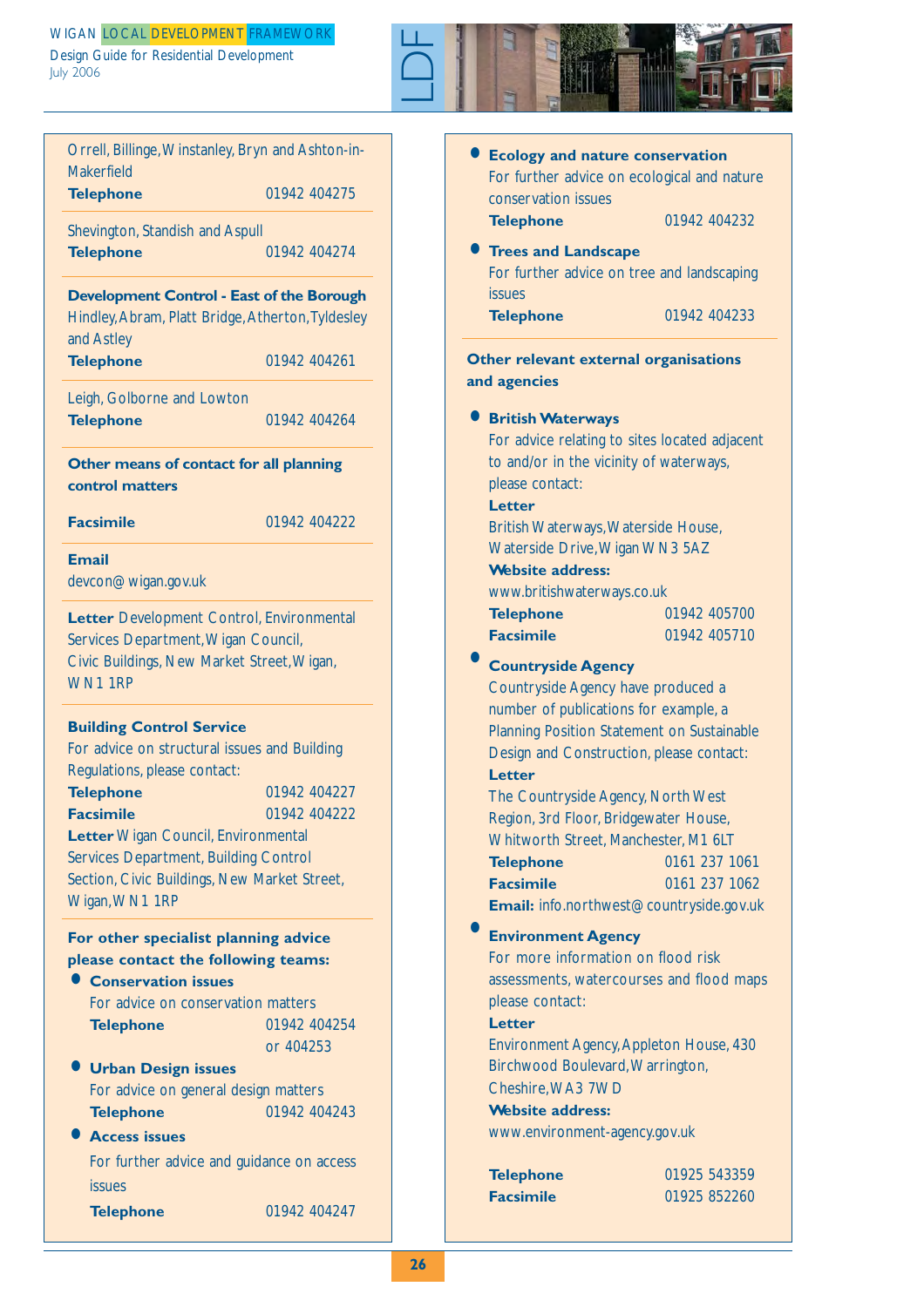Orrell, Billinge, Winstanley, Bryn and Ashton-in-Makerfield
**Telephone** 01942 404275

Shevington, Standish and Aspull
**Telephone** 01942 404274

**Development Control - East of the Borough**
Hindley, Abram, Platt Bridge, Atherton, Tyldesley and Astley
**Telephone** 01942 404261

Leigh, Golborne and Lowton
**Telephone** 01942 404264

**Other means of contact for all planning control matters**

**Facsimile** 01942 404222

**Email**
devcon@wigan.gov.uk

**Letter** Development Control, Environmental Services Department, Wigan Council, Civic Buildings, New Market Street, Wigan, WN1 1RP

**Building Control Service**
For advice on structural issues and Building Regulations, please contact:
**Telephone** 01942 404227
**Facsimile** 01942 404222
**Letter** Wigan Council, Environmental Services Department, Building Control Section, Civic Buildings, New Market Street, Wigan, WN1 1RP

**For other specialist planning advice please contact the following teams:**

- **Conservation issues**
  For advice on conservation matters
  **Telephone** 01942 404254 or 404253
- **Urban Design issues**
  For advice on general design matters
  **Telephone** 01942 404243
- **Access issues**
  For further advice and guidance on access issues
  **Telephone** 01942 404247
- **Ecology and nature conservation**
  For further advice on ecological and nature conservation issues
  **Telephone** 01942 404232
- **Trees and Landscape**
  For further advice on tree and landscaping issues
  **Telephone** 01942 404233

**Other relevant external organisations and agencies**

- **British Waterways**
  For advice relating to sites located adjacent to and/or in the vicinity of waterways, please contact:
  **Letter**
  British Waterways, Waterside House, Waterside Drive, Wigan WN3 5AZ
  **Website address:**
  www.britishwaterways.co.uk
  **Telephone** 01942 405700
  **Facsimile** 01942 405710
- **Countryside Agency**
  Countryside Agency have produced a number of publications for example, a Planning Position Statement on Sustainable Design and Construction, please contact:
  **Letter**
  The Countryside Agency, North West Region, 3rd Floor, Bridgewater House, Whitworth Street, Manchester, M1 6LT
  **Telephone** 0161 237 1061
  **Facsimile** 0161 237 1062
  **Email:** info.northwest@countryside.gov.uk
- **Environment Agency**
  For more information on flood risk assessments, watercourses and flood maps please contact:
  **Letter**
  Environment Agency, Appleton House, 430 Birchwood Boulevard, Warrington, Cheshire, WA3 7WD
  **Website address:**
  www.environment-agency.gov.uk

  **Telephone** 01925 543359
  **Facsimile** 01925 852260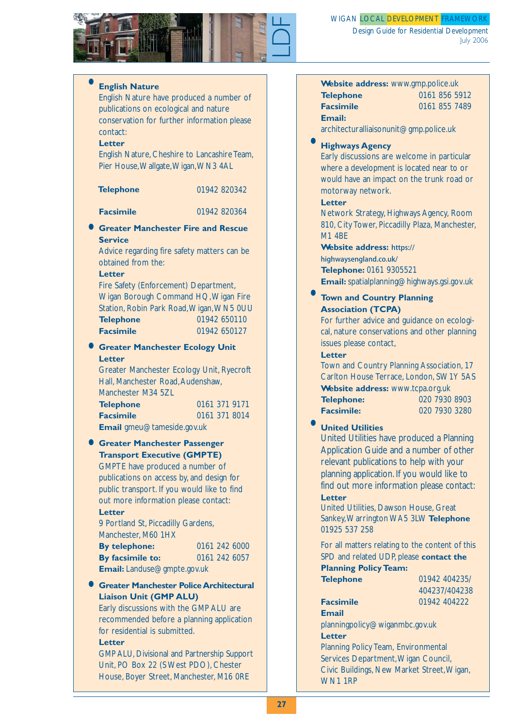- **English Nature**
  English Nature have produced a number of publications on ecological and nature conservation for further information please contact:
  **Letter**
  English Nature, Cheshire to Lancashire Team, Pier House, Wallgate, Wigan, WN3 4AL
  **Telephone** 01942 820342
  **Facsimile** 01942 820364

- **Greater Manchester Fire and Rescue Service**
  Advice regarding fire safety matters can be obtained from the:
  **Letter**
  Fire Safety (Enforcement) Department, Wigan Borough Command HQ, Wigan Fire Station, Robin Park Road, Wigan, WN5 0UU
  **Telephone** 01942 650110
  **Facsimile** 01942 650127

- **Greater Manchester Ecology Unit**
  **Letter**
  Greater Manchester Ecology Unit, Ryecroft Hall, Manchester Road, Audenshaw, Manchester M34 5ZL
  **Telephone** 0161 371 9171
  **Facsimile** 0161 371 8014
  **Email** gmeu@tameside.gov.uk

- **Greater Manchester Passenger Transport Executive (GMPTE)**
  GMPTE have produced a number of publications on access by, and design for public transport. If you would like to find out more information please contact:
  **Letter**
  9 Portland St, Piccadilly Gardens, Manchester, M60 1HX
  **By telephone:** 0161 242 6000
  **By facsimile to:** 0161 242 6057
  **Email:** Landuse@gmpte.gov.uk

- **Greater Manchester Police Architectural Liaison Unit (GMP ALU)**
  Early discussions with the GMP ALU are recommended before a planning application for residential is submitted.
  **Letter**
  GMP ALU, Divisional and Partnership Support Unit, PO Box 22 (S West PDO), Chester House, Boyer Street, Manchester, M16 0RE
  **Website address:** www.gmp.police.uk
  **Telephone** 0161 856 5912
  **Facsimile** 0161 855 7489
  **Email:**
  architecturalliaisonunit@gmp.police.uk

- **Highways Agency**
  Early discussions are welcome in particular where a development is located near to or would have an impact on the trunk road or motorway network.
  **Letter**
  Network Strategy, Highways Agency, Room 810, City Tower, Piccadilly Plaza, Manchester, M1 4BE
  **Website address:** https://highwaysengland.co.uk/
  **Telephone:** 0161 9305521
  **Email:** spatialplanning@highways.gsi.gov.uk

- **Town and Country Planning Association (TCPA)**
  For further advice and guidance on ecological, nature conservations and other planning issues please contact,
  **Letter**
  Town and Country Planning Association, 17 Carlton House Terrace, London, SW1Y 5AS
  **Website address:** www.tcpa.org.uk
  **Telephone:** 020 7930 8903
  **Facsimile:** 020 7930 3280

- **United Utilities**
  United Utilities have produced a Planning Application Guide and a number of other relevant publications to help with your planning application. If you would like to find out more information please contact:
  **Letter**
  United Utilities, Dawson House, Great Sankey, Warrington WA5 3LW **Telephone** 01925 537 258

For all matters relating to the content of this SPD and related UDP, please **contact the Planning Policy Team:**
**Telephone** 01942 404235/ 404237/404238
**Facsimile** 01942 404222
**Email**
planningpolicy@wiganmbc.gov.uk
**Letter**
Planning Policy Team, Environmental Services Department, Wigan Council, Civic Buildings, New Market Street, Wigan, WN1 1RP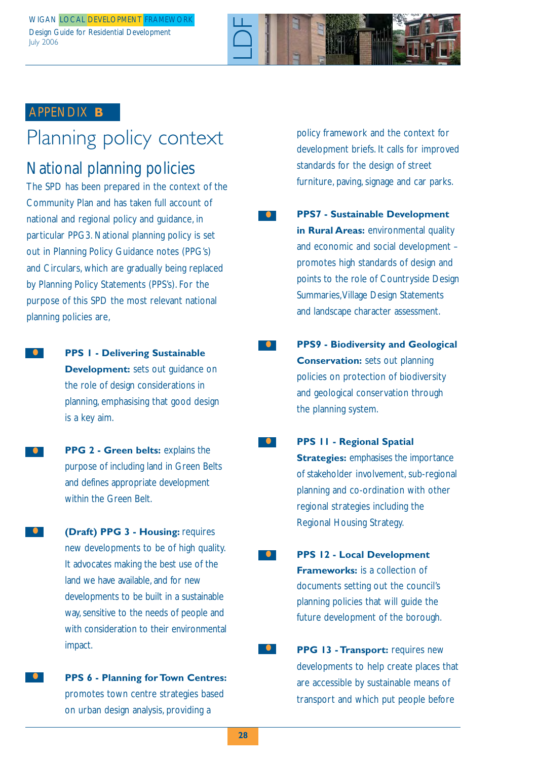## APPENDIX B

# Planning policy context

## National planning policies

The SPD has been prepared in the context of the Community Plan and has taken full account of national and regional policy and guidance, in particular PPG3. National planning policy is set out in Planning Policy Guidance notes (PPG's) and Circulars, which are gradually being replaced by Planning Policy Statements (PPS's). For the purpose of this SPD the most relevant national planning policies are,

- **PPS 1 - Delivering Sustainable Development:** sets out guidance on the role of design considerations in planning, emphasising that good design is a key aim.
- **PPG 2 - Green belts:** explains the purpose of including land in Green Belts and defines appropriate development within the Green Belt.
- **(Draft) PPG 3 - Housing:** requires new developments to be of high quality. It advocates making the best use of the land we have available, and for new developments to be built in a sustainable way, sensitive to the needs of people and with consideration to their environmental impact.
- **PPS 6 - Planning for Town Centres:** promotes town centre strategies based on urban design analysis, providing a policy framework and the context for development briefs. It calls for improved standards for the design of street furniture, paving, signage and car parks.
- **PPS7 - Sustainable Development in Rural Areas:** environmental quality and economic and social development – promotes high standards of design and points to the role of Countryside Design Summaries, Village Design Statements and landscape character assessment.
- **PPS9 - Biodiversity and Geological Conservation:** sets out planning policies on protection of biodiversity and geological conservation through the planning system.
- **PPS 11 - Regional Spatial Strategies:** emphasises the importance of stakeholder involvement, sub-regional planning and co-ordination with other regional strategies including the Regional Housing Strategy.
- **PPS 12 - Local Development Frameworks:** is a collection of documents setting out the council's planning policies that will guide the future development of the borough.
- **PPG 13 - Transport:** requires new developments to help create places that are accessible by sustainable means of transport and which put people before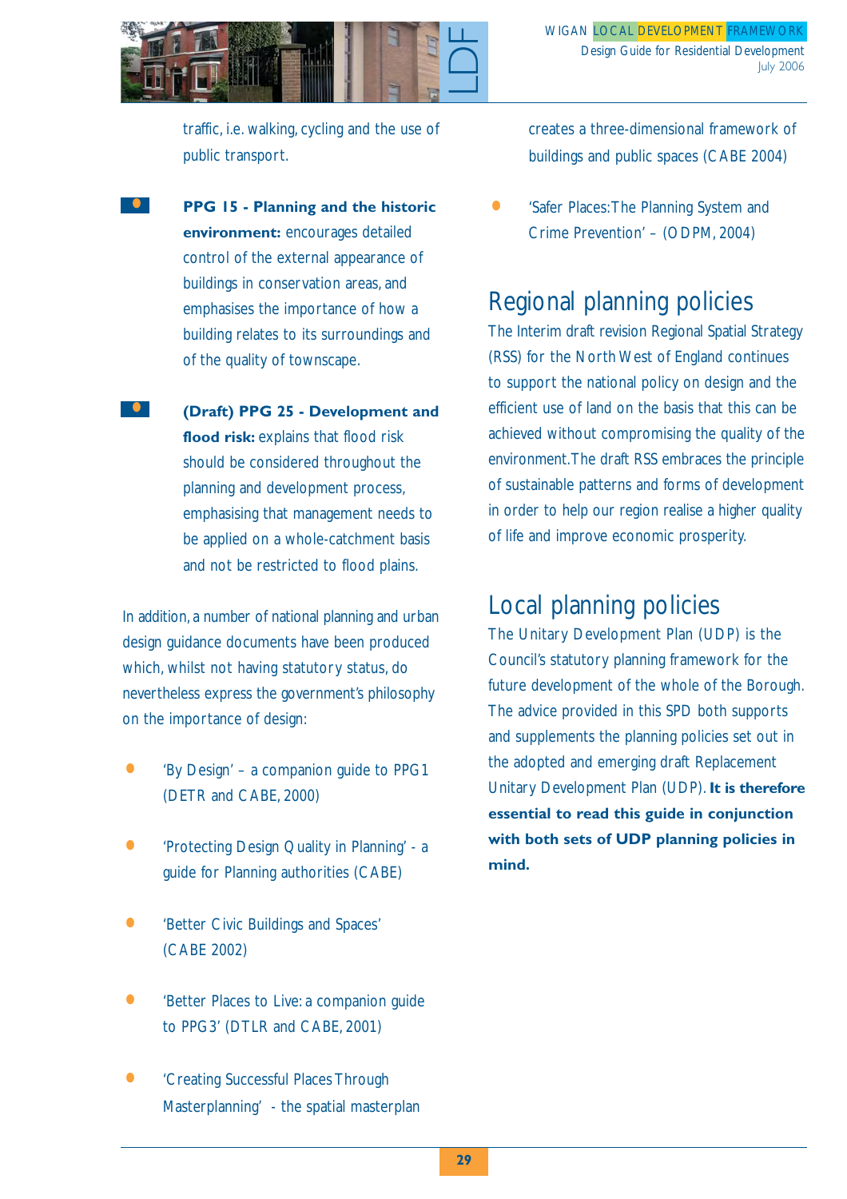traffic, i.e. walking, cycling and the use of public transport.

- **PPG 15 - Planning and the historic environment:** encourages detailed control of the external appearance of buildings in conservation areas, and emphasises the importance of how a building relates to its surroundings and of the quality of townscape.

- **(Draft) PPG 25 - Development and flood risk:** explains that flood risk should be considered throughout the planning and development process, emphasising that management needs to be applied on a whole-catchment basis and not be restricted to flood plains.

In addition, a number of national planning and urban design guidance documents have been produced which, whilst not having statutory status, do nevertheless express the government's philosophy on the importance of design:

- 'By Design' – a companion guide to PPG1 (DETR and CABE, 2000)
- 'Protecting Design Quality in Planning' - a guide for Planning authorities (CABE)
- 'Better Civic Buildings and Spaces' (CABE 2002)
- 'Better Places to Live: a companion guide to PPG3' (DTLR and CABE, 2001)
- 'Creating Successful Places Through Masterplanning' - the spatial masterplan creates a three-dimensional framework of buildings and public spaces (CABE 2004)
- 'Safer Places: The Planning System and Crime Prevention' – (ODPM, 2004)

## Regional planning policies

The Interim draft revision Regional Spatial Strategy (RSS) for the North West of England continues to support the national policy on design and the efficient use of land on the basis that this can be achieved without compromising the quality of the environment. The draft RSS embraces the principle of sustainable patterns and forms of development in order to help our region realise a higher quality of life and improve economic prosperity.

## Local planning policies

The Unitary Development Plan (UDP) is the Council's statutory planning framework for the future development of the whole of the Borough. The advice provided in this SPD both supports and supplements the planning policies set out in the adopted and emerging draft Replacement Unitary Development Plan (UDP). **It is therefore essential to read this guide in conjunction with both sets of UDP planning policies in mind.**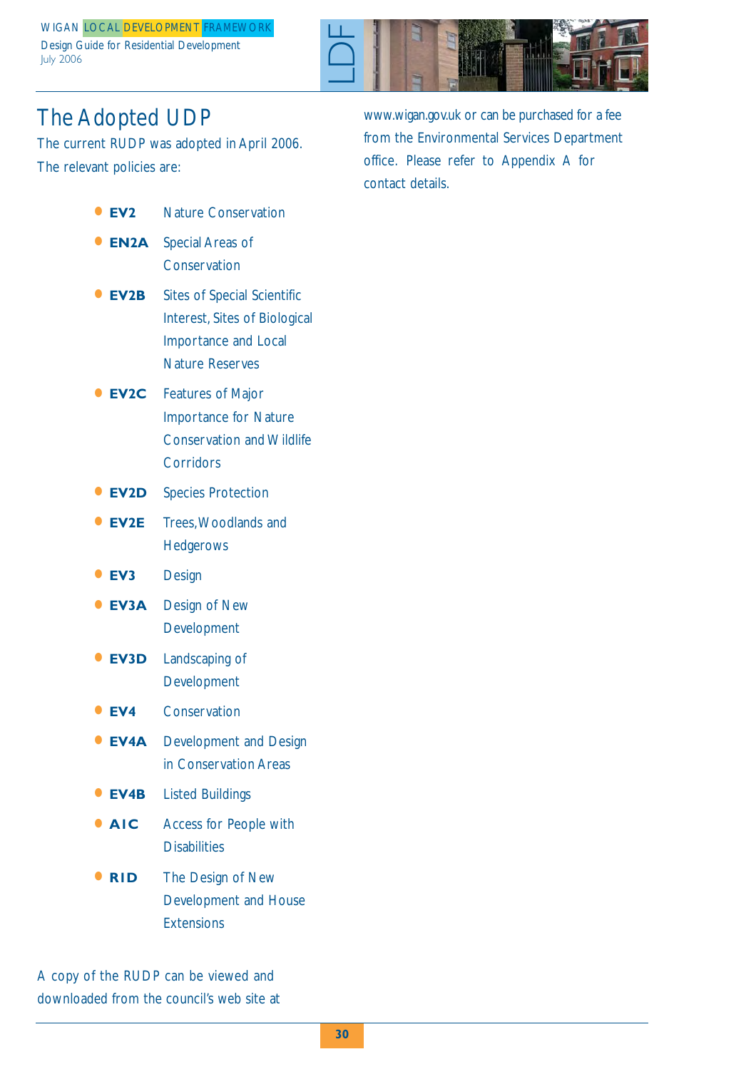## The Adopted UDP

The current RUDP was adopted in April 2006. The relevant policies are:

- **EV2** Nature Conservation
- **EN2A** Special Areas of Conservation
- **EV2B** Sites of Special Scientific Interest, Sites of Biological Importance and Local Nature Reserves
- **EV2C** Features of Major Importance for Nature Conservation and Wildlife Corridors
- **EV2D** Species Protection
- **EV2E** Trees, Woodlands and Hedgerows
- **EV3** Design
- **EV3A** Design of New Development
- **EV3D** Landscaping of Development
- **EV4** Conservation
- **EV4A** Development and Design in Conservation Areas
- **EV4B** Listed Buildings
- **AIC** Access for People with Disabilities
- **RID** The Design of New Development and House Extensions

A copy of the RUDP can be viewed and downloaded from the council's web site at www.wigan.gov.uk or can be purchased for a fee from the Environmental Services Department office. Please refer to Appendix A for contact details.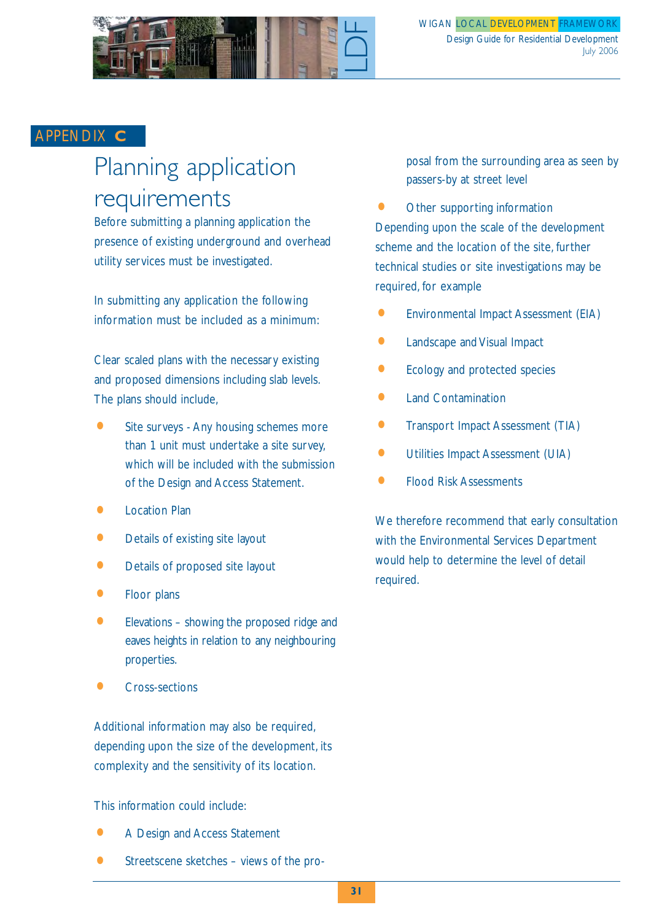APPENDIX C

# Planning application requirements

Before submitting a planning application the presence of existing underground and overhead utility services must be investigated.

In submitting any application the following information must be included as a minimum:

Clear scaled plans with the necessary existing and proposed dimensions including slab levels. The plans should include,

- Site surveys - Any housing schemes more than 1 unit must undertake a site survey, which will be included with the submission of the Design and Access Statement.
- Location Plan
- Details of existing site layout
- Details of proposed site layout
- Floor plans
- Elevations – showing the proposed ridge and eaves heights in relation to any neighbouring properties.
- Cross-sections

Additional information may also be required, depending upon the size of the development, its complexity and the sensitivity of its location.

This information could include:

- A Design and Access Statement
- Streetscene sketches – views of the proposal from the surrounding area as seen by passers-by at street level
- Other supporting information

Depending upon the scale of the development scheme and the location of the site, further technical studies or site investigations may be required, for example

- Environmental Impact Assessment (EIA)
- Landscape and Visual Impact
- Ecology and protected species
- Land Contamination
- Transport Impact Assessment (TIA)
- Utilities Impact Assessment (UIA)
- Flood Risk Assessments

We therefore recommend that early consultation with the Environmental Services Department would help to determine the level of detail required.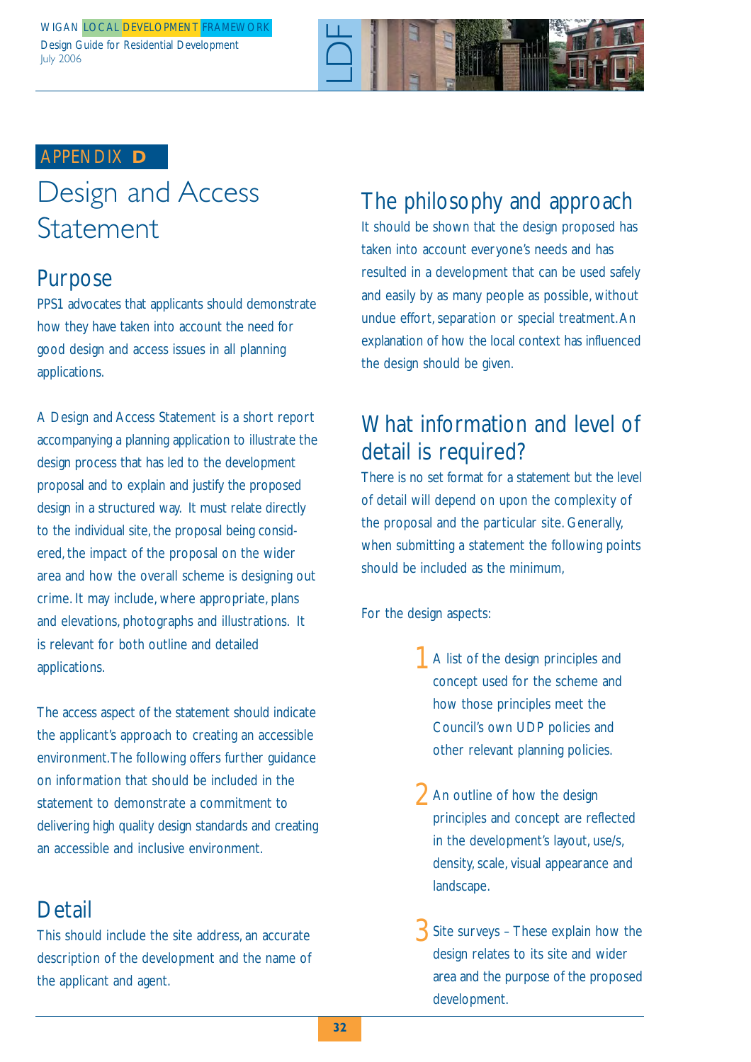APPENDIX **D**

# Design and Access Statement

## Purpose

PPS1 advocates that applicants should demonstrate how they have taken into account the need for good design and access issues in all planning applications.

A Design and Access Statement is a short report accompanying a planning application to illustrate the design process that has led to the development proposal and to explain and justify the proposed design in a structured way. It must relate directly to the individual site, the proposal being considered, the impact of the proposal on the wider area and how the overall scheme is designing out crime. It may include, where appropriate, plans and elevations, photographs and illustrations. It is relevant for both outline and detailed applications.

The access aspect of the statement should indicate the applicant's approach to creating an accessible environment. The following offers further guidance on information that should be included in the statement to demonstrate a commitment to delivering high quality design standards and creating an accessible and inclusive environment.

## Detail

This should include the site address, an accurate description of the development and the name of the applicant and agent.

## The philosophy and approach

It should be shown that the design proposed has taken into account everyone's needs and has resulted in a development that can be used safely and easily by as many people as possible, without undue effort, separation or special treatment. An explanation of how the local context has influenced the design should be given.

## What information and level of detail is required?

There is no set format for a statement but the level of detail will depend upon the complexity of the proposal and the particular site. Generally, when submitting a statement the following points should be included as the minimum,

For the design aspects:

1. A list of the design principles and concept used for the scheme and how those principles meet the Council's own UDP policies and other relevant planning policies.

2. An outline of how the design principles and concept are reflected in the development's layout, use/s, density, scale, visual appearance and landscape.

3. Site surveys – These explain how the design relates to its site and wider area and the purpose of the proposed development.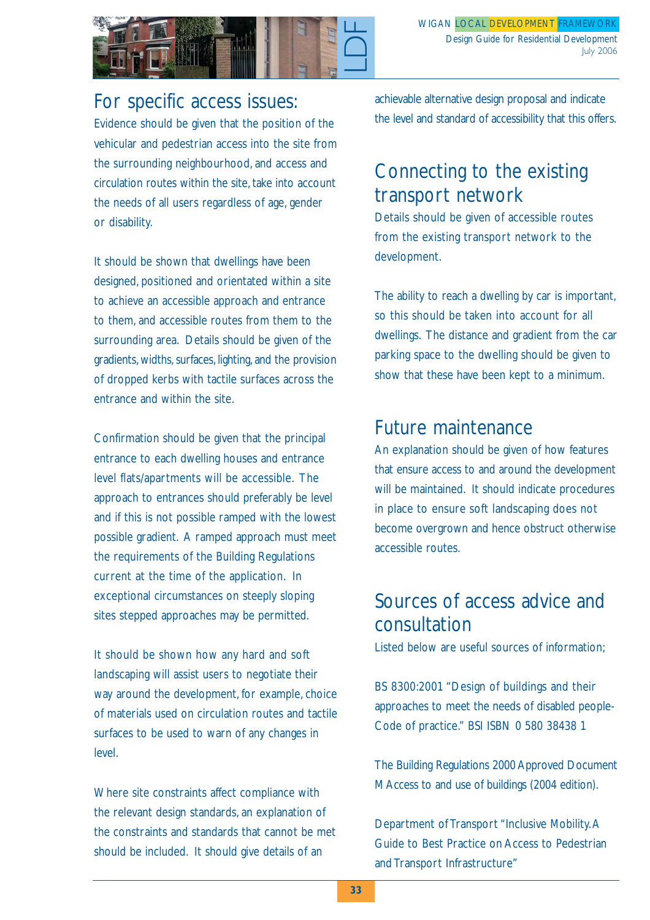## For specific access issues:

Evidence should be given that the position of the vehicular and pedestrian access into the site from the surrounding neighbourhood, and access and circulation routes within the site, take into account the needs of all users regardless of age, gender or disability.

It should be shown that dwellings have been designed, positioned and orientated within a site to achieve an accessible approach and entrance to them, and accessible routes from them to the surrounding area. Details should be given of the gradients, widths, surfaces, lighting, and the provision of dropped kerbs with tactile surfaces across the entrance and within the site.

Confirmation should be given that the principal entrance to each dwelling houses and entrance level flats/apartments will be accessible. The approach to entrances should preferably be level and if this is not possible ramped with the lowest possible gradient. A ramped approach must meet the requirements of the Building Regulations current at the time of the application. In exceptional circumstances on steeply sloping sites stepped approaches may be permitted.

It should be shown how any hard and soft landscaping will assist users to negotiate their way around the development, for example, choice of materials used on circulation routes and tactile surfaces to be used to warn of any changes in level.

Where site constraints affect compliance with the relevant design standards, an explanation of the constraints and standards that cannot be met should be included. It should give details of an achievable alternative design proposal and indicate the level and standard of accessibility that this offers.

## Connecting to the existing transport network

Details should be given of accessible routes from the existing transport network to the development.

The ability to reach a dwelling by car is important, so this should be taken into account for all dwellings. The distance and gradient from the car parking space to the dwelling should be given to show that these have been kept to a minimum.

## Future maintenance

An explanation should be given of how features that ensure access to and around the development will be maintained. It should indicate procedures in place to ensure soft landscaping does not become overgrown and hence obstruct otherwise accessible routes.

## Sources of access advice and consultation

Listed below are useful sources of information;

BS 8300:2001 "Design of buildings and their approaches to meet the needs of disabled people- Code of practice." BSI ISBN 0 580 38438 1

The Building Regulations 2000 Approved Document M Access to and use of buildings (2004 edition).

Department of Transport "Inclusive Mobility. A Guide to Best Practice on Access to Pedestrian and Transport Infrastructure"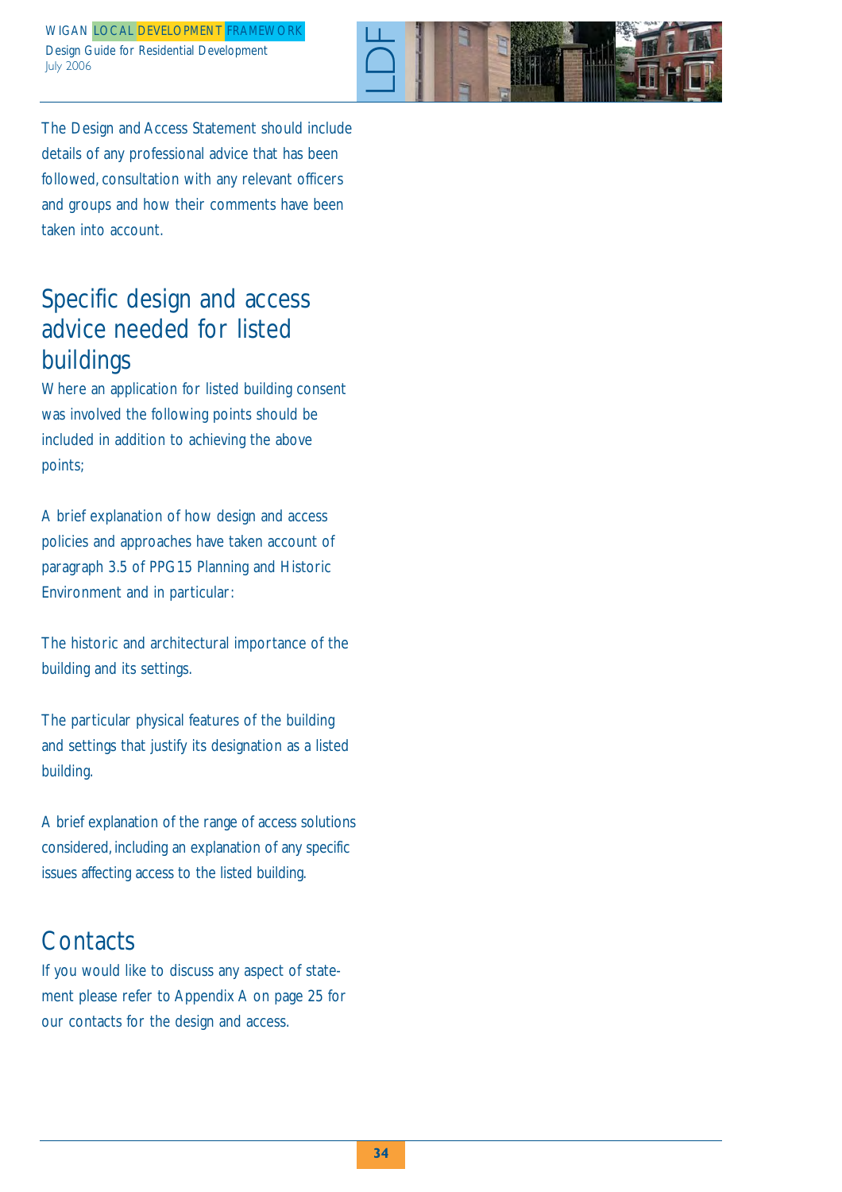The Design and Access Statement should include details of any professional advice that has been followed, consultation with any relevant officers and groups and how their comments have been taken into account.

## Specific design and access advice needed for listed buildings

Where an application for listed building consent was involved the following points should be included in addition to achieving the above points;

A brief explanation of how design and access policies and approaches have taken account of paragraph 3.5 of PPG15 Planning and Historic Environment and in particular:

The historic and architectural importance of the building and its settings.

The particular physical features of the building and settings that justify its designation as a listed building.

A brief explanation of the range of access solutions considered, including an explanation of any specific issues affecting access to the listed building.

## Contacts

If you would like to discuss any aspect of statement please refer to Appendix A on page 25 for our contacts for the design and access.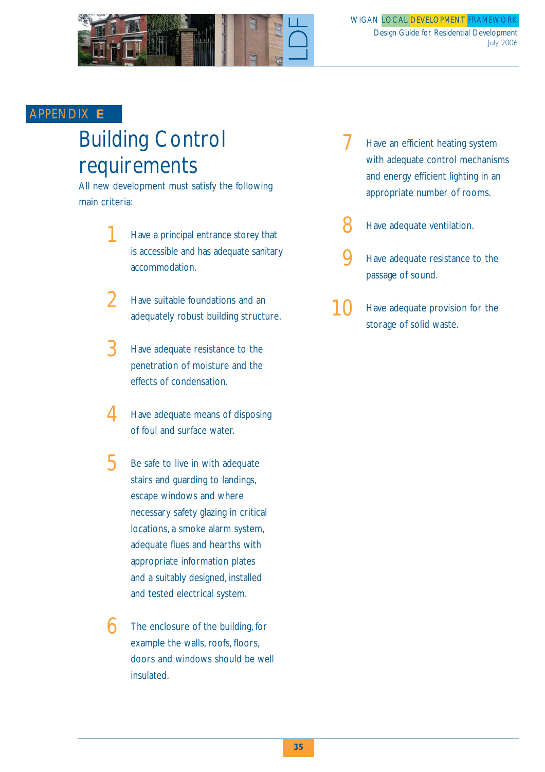APPENDIX **E**

# Building Control requirements

All new development must satisfy the following main criteria:

1. Have a principal entrance storey that is accessible and has adequate sanitary accommodation.

2. Have suitable foundations and an adequately robust building structure.

3. Have adequate resistance to the penetration of moisture and the effects of condensation.

4. Have adequate means of disposing of foul and surface water.

5. Be safe to live in with adequate stairs and guarding to landings, escape windows and where necessary safety glazing in critical locations, a smoke alarm system, adequate flues and hearths with appropriate information plates and a suitably designed, installed and tested electrical system.

6. The enclosure of the building, for example the walls, roofs, floors, doors and windows should be well insulated.

7. Have an efficient heating system with adequate control mechanisms and energy efficient lighting in an appropriate number of rooms.

8. Have adequate ventilation.

9. Have adequate resistance to the passage of sound.

10. Have adequate provision for the storage of solid waste.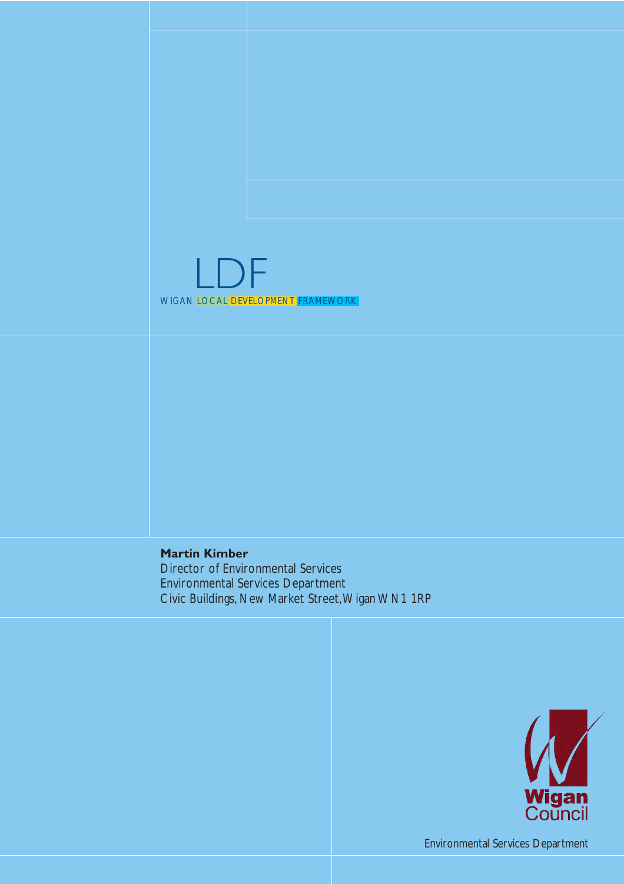# LDF

WIGAN LOCAL DEVELOPMENT FRAMEWORK

**Martin Kimber**
Director of Environmental Services
Environmental Services Department
Civic Buildings, New Market Street, Wigan WN1 1RP

Wigan Council

Environmental Services Department